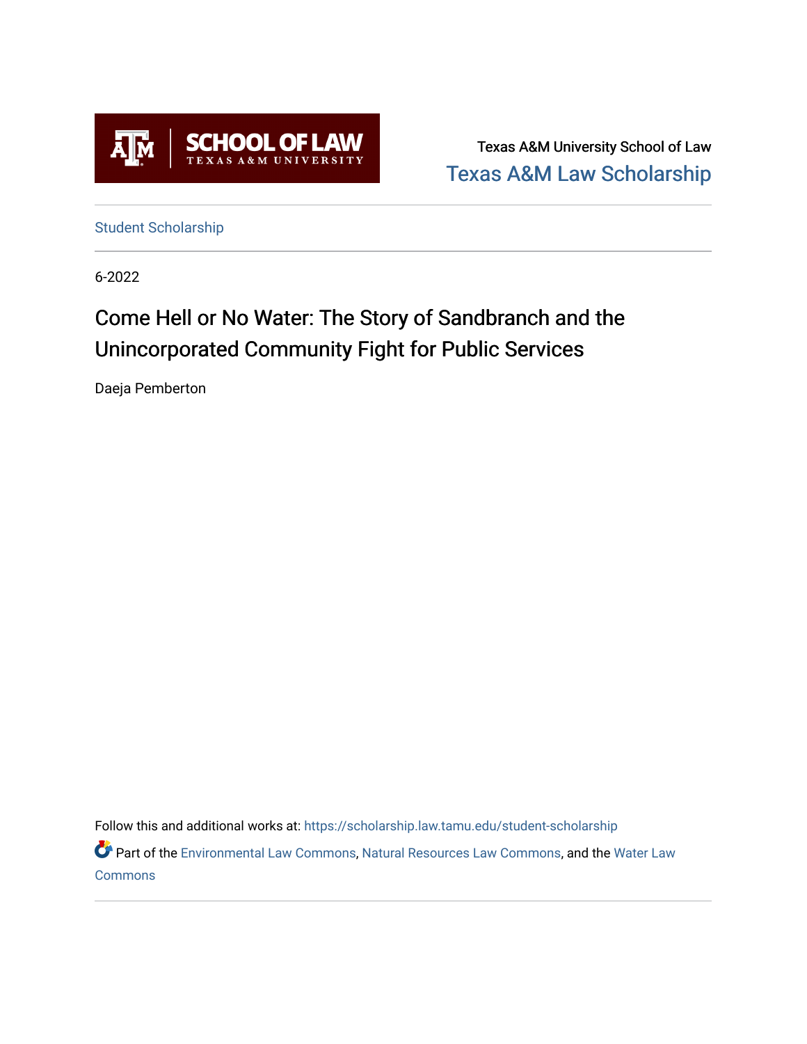Texas A&M University School of Law

Texas A&M Law Scholarship

Student Scholarship

6-2022

# Come Hell or No Water: The Story of Sandbranch and the Unincorporated Community Fight for Public Services

Daeja Pemberton

Follow this and additional works at: https://scholarship.law.tamu.edu/student-scholarship

Part of the Environmental Law Commons, Natural Resources Law Commons, and the Water Law Commons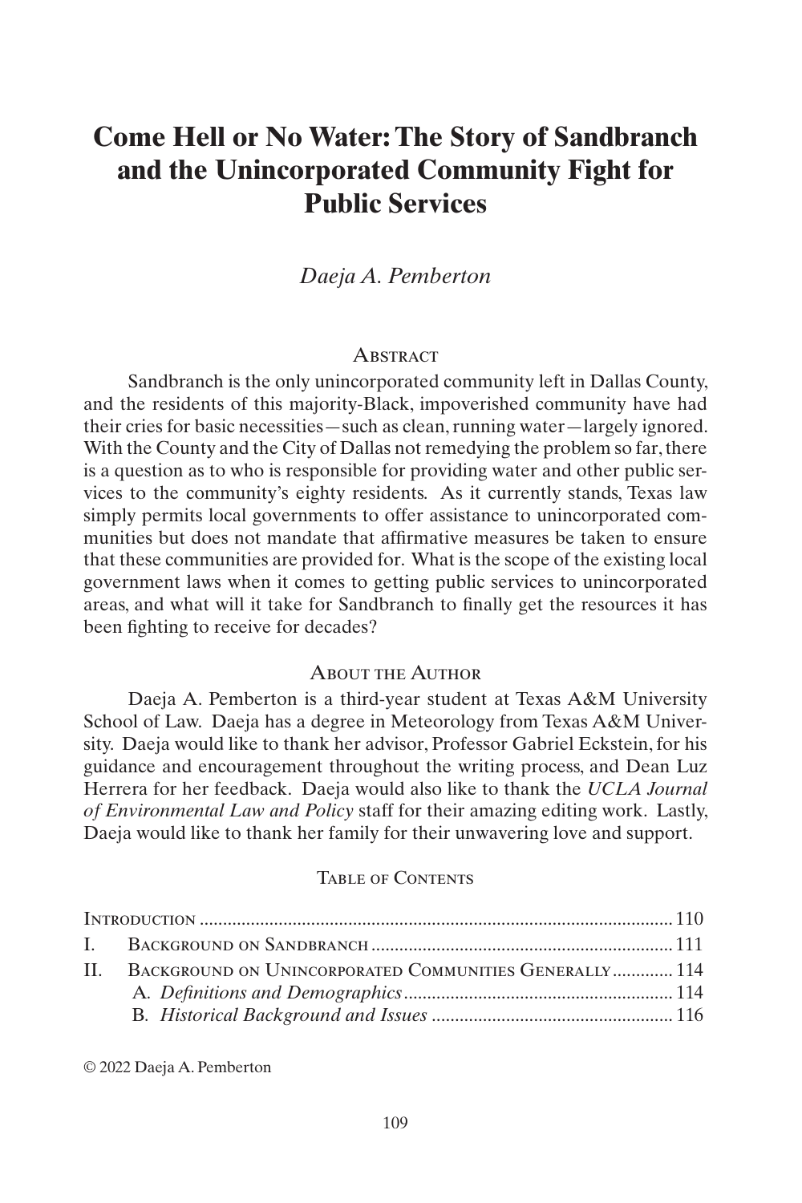# Come Hell or No Water: The Story of Sandbranch and the Unincorporated Community Fight for Public Services

*Daeja A. Pemberton*

## Abstract

Sandbranch is the only unincorporated community left in Dallas County, and the residents of this majority-Black, impoverished community have had their cries for basic necessities—such as clean, running water—largely ignored. With the County and the City of Dallas not remedying the problem so far, there is a question as to who is responsible for providing water and other public services to the community's eighty residents. As it currently stands, Texas law simply permits local governments to offer assistance to unincorporated communities but does not mandate that affirmative measures be taken to ensure that these communities are provided for. What is the scope of the existing local government laws when it comes to getting public services to unincorporated areas, and what will it take for Sandbranch to finally get the resources it has been fighting to receive for decades?

## About the Author

Daeja A. Pemberton is a third-year student at Texas A&M University School of Law. Daeja has a degree in Meteorology from Texas A&M University. Daeja would like to thank her advisor, Professor Gabriel Eckstein, for his guidance and encouragement throughout the writing process, and Dean Luz Herrera for her feedback. Daeja would also like to thank the *UCLA Journal of Environmental Law and Policy* staff for their amazing editing work. Lastly, Daeja would like to thank her family for their unwavering love and support.

## Table of Contents

Introduction ..... 110
I. Background on Sandbranch ..... 111
II. Background on Unincorporated Communities Generally ..... 114
  A. *Definitions and Demographics* ..... 114
  B. *Historical Background and Issues* ..... 116

© 2022 Daeja A. Pemberton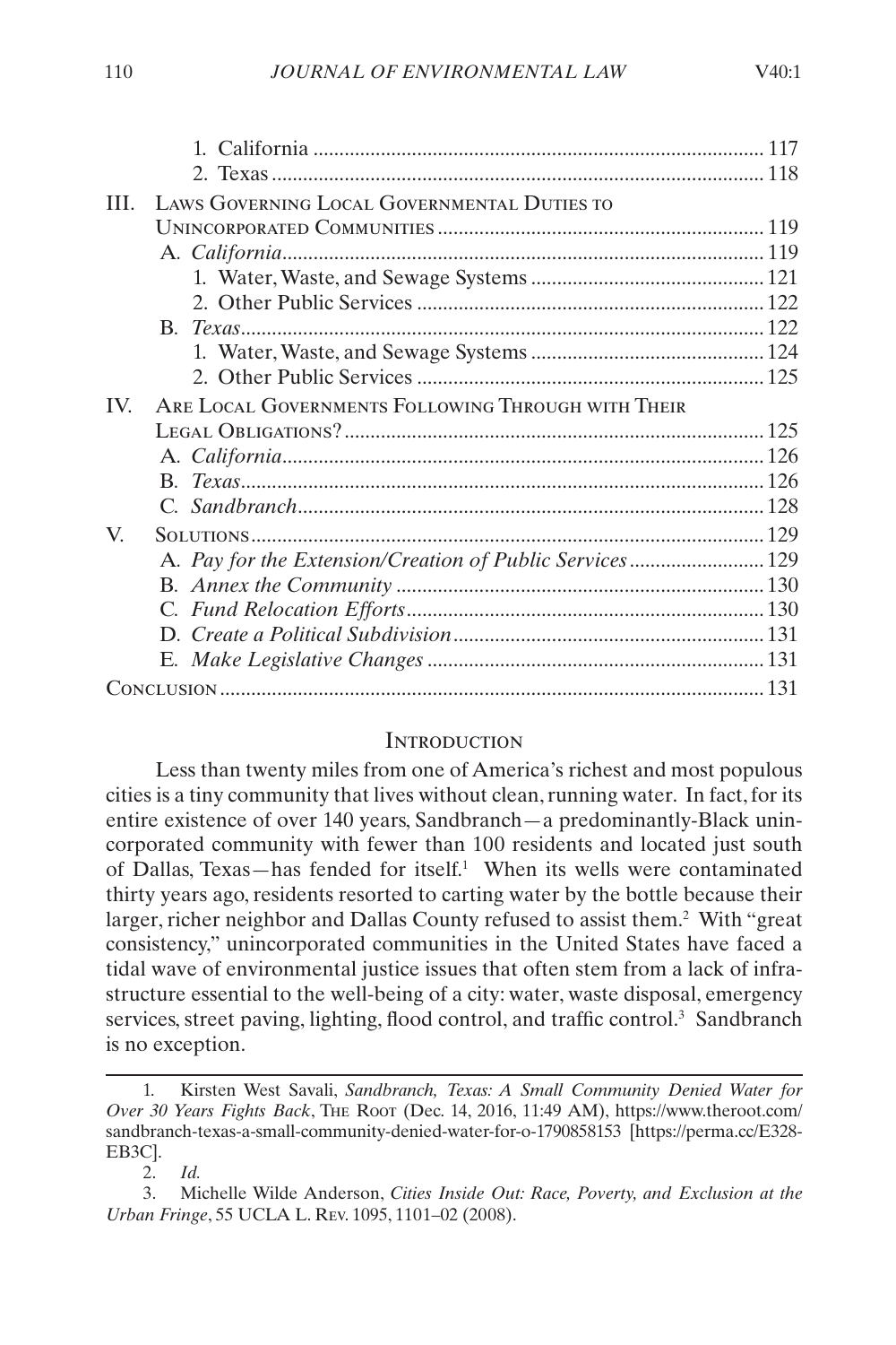1. California ..... 117
2. Texas ..... 118

III. Laws Governing Local Governmental Duties to Unincorporated Communities ..... 119
  A. *California* ..... 119
    1. Water, Waste, and Sewage Systems ..... 121
    2. Other Public Services ..... 122
  B. *Texas* ..... 122
    1. Water, Waste, and Sewage Systems ..... 124
    2. Other Public Services ..... 125

IV. Are Local Governments Following Through with Their Legal Obligations? ..... 125
  A. *California* ..... 126
  B. *Texas* ..... 126
  C. *Sandbranch* ..... 128

V. Solutions ..... 129
  A. *Pay for the Extension/Creation of Public Services* ..... 129
  B. *Annex the Community* ..... 130
  C. *Fund Relocation Efforts* ..... 130
  D. *Create a Political Subdivision* ..... 131
  E. *Make Legislative Changes* ..... 131

Conclusion ..... 131

## Introduction

Less than twenty miles from one of America's richest and most populous cities is a tiny community that lives without clean, running water. In fact, for its entire existence of over 140 years, Sandbranch—a predominantly-Black unincorporated community with fewer than 100 residents and located just south of Dallas, Texas—has fended for itself.[1] When its wells were contaminated thirty years ago, residents resorted to carting water by the bottle because their larger, richer neighbor and Dallas County refused to assist them.[2] With "great consistency," unincorporated communities in the United States have faced a tidal wave of environmental justice issues that often stem from a lack of infrastructure essential to the well-being of a city: water, waste disposal, emergency services, street paving, lighting, flood control, and traffic control.[3] Sandbranch is no exception.

---

1. Kirsten West Savali, *Sandbranch, Texas: A Small Community Denied Water for Over 30 Years Fights Back*, The Root (Dec. 14, 2016, 11:49 AM), https://www.theroot.com/sandbranch-texas-a-small-community-denied-water-for-o-1790858153 [https://perma.cc/E328-EB3C].

2. *Id.*

3. Michelle Wilde Anderson, *Cities Inside Out: Race, Poverty, and Exclusion at the Urban Fringe*, 55 UCLA L. Rev. 1095, 1101–02 (2008).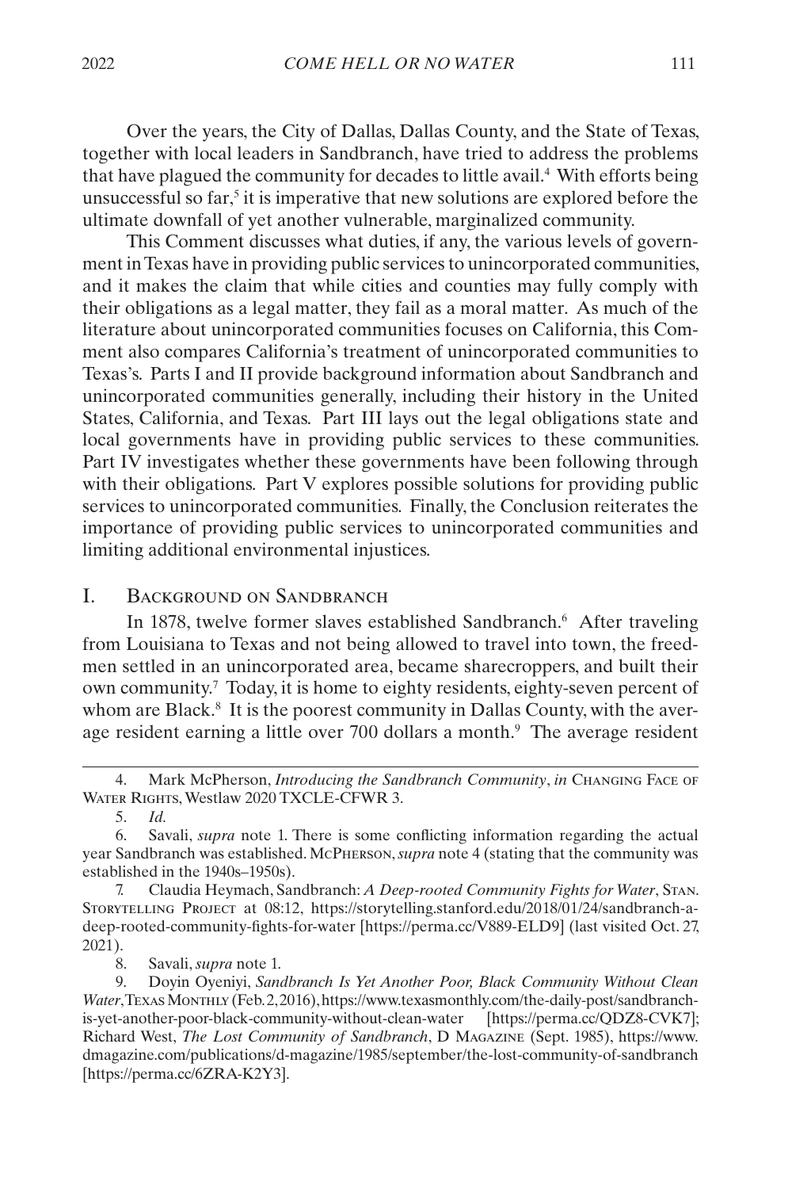Over the years, the City of Dallas, Dallas County, and the State of Texas, together with local leaders in Sandbranch, have tried to address the problems that have plagued the community for decades to little avail.[4] With efforts being unsuccessful so far,[5] it is imperative that new solutions are explored before the ultimate downfall of yet another vulnerable, marginalized community.

This Comment discusses what duties, if any, the various levels of government in Texas have in providing public services to unincorporated communities, and it makes the claim that while cities and counties may fully comply with their obligations as a legal matter, they fail as a moral matter. As much of the literature about unincorporated communities focuses on California, this Comment also compares California's treatment of unincorporated communities to Texas's. Parts I and II provide background information about Sandbranch and unincorporated communities generally, including their history in the United States, California, and Texas. Part III lays out the legal obligations state and local governments have in providing public services to these communities. Part IV investigates whether these governments have been following through with their obligations. Part V explores possible solutions for providing public services to unincorporated communities. Finally, the Conclusion reiterates the importance of providing public services to unincorporated communities and limiting additional environmental injustices.

## I. Background on Sandbranch

In 1878, twelve former slaves established Sandbranch.[6] After traveling from Louisiana to Texas and not being allowed to travel into town, the freedmen settled in an unincorporated area, became sharecroppers, and built their own community.[7] Today, it is home to eighty residents, eighty-seven percent of whom are Black.[8] It is the poorest community in Dallas County, with the average resident earning a little over 700 dollars a month.[9] The average resident

---

4. Mark McPherson, *Introducing the Sandbranch Community*, *in* Changing Face of Water Rights, Westlaw 2020 TXCLE-CFWR 3.

5. *Id.*

6. Savali, *supra* note 1. There is some conflicting information regarding the actual year Sandbranch was established. McPherson, *supra* note 4 (stating that the community was established in the 1940s–1950s).

7. Claudia Heymach, Sandbranch: *A Deep-rooted Community Fights for Water*, Stan. Storytelling Project at 08:12, https://storytelling.stanford.edu/2018/01/24/sandbranch-a-deep-rooted-community-fights-for-water [https://perma.cc/V889-ELD9] (last visited Oct. 27, 2021).

8. Savali, *supra* note 1.

9. Doyin Oyeniyi, *Sandbranch Is Yet Another Poor, Black Community Without Clean Water*, Texas Monthly (Feb. 2, 2016), https://www.texasmonthly.com/the-daily-post/sandbranch-is-yet-another-poor-black-community-without-clean-water [https://perma.cc/QDZ8-CVK7]; Richard West, *The Lost Community of Sandbranch*, D Magazine (Sept. 1985), https://www.dmagazine.com/publications/d-magazine/1985/september/the-lost-community-of-sandbranch [https://perma.cc/6ZRA-K2Y3].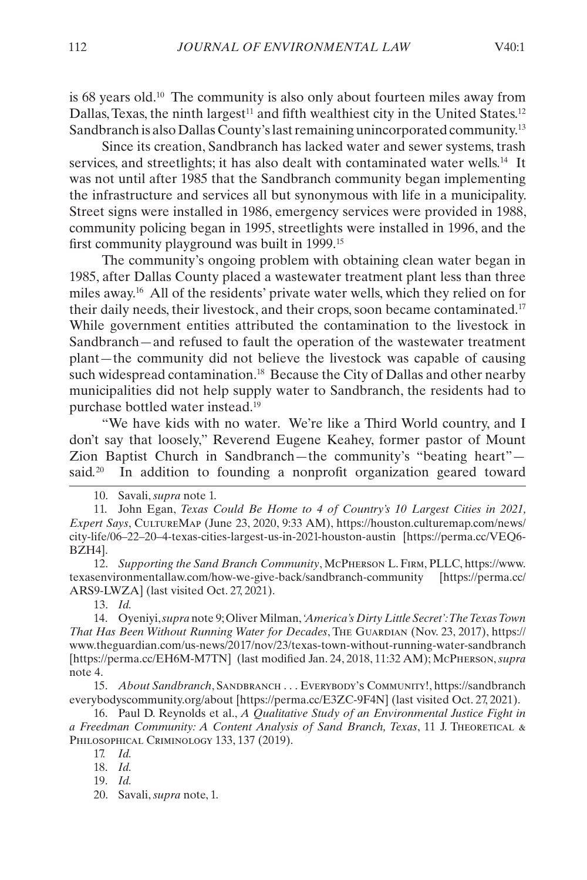is 68 years old.[10] The community is also only about fourteen miles away from Dallas, Texas, the ninth largest[11] and fifth wealthiest city in the United States.[12] Sandbranch is also Dallas County's last remaining unincorporated community.[13]

Since its creation, Sandbranch has lacked water and sewer systems, trash services, and streetlights; it has also dealt with contaminated water wells.[14] It was not until after 1985 that the Sandbranch community began implementing the infrastructure and services all but synonymous with life in a municipality. Street signs were installed in 1986, emergency services were provided in 1988, community policing began in 1995, streetlights were installed in 1996, and the first community playground was built in 1999.[15]

The community's ongoing problem with obtaining clean water began in 1985, after Dallas County placed a wastewater treatment plant less than three miles away.[16] All of the residents' private water wells, which they relied on for their daily needs, their livestock, and their crops, soon became contaminated.[17] While government entities attributed the contamination to the livestock in Sandbranch—and refused to fault the operation of the wastewater treatment plant—the community did not believe the livestock was capable of causing such widespread contamination.[18] Because the City of Dallas and other nearby municipalities did not help supply water to Sandbranch, the residents had to purchase bottled water instead.[19]

"We have kids with no water. We're like a Third World country, and I don't say that loosely," Reverend Eugene Keahey, former pastor of Mount Zion Baptist Church in Sandbranch—the community's "beating heart"—said.[20] In addition to founding a nonprofit organization geared toward

---

10. Savali, *supra* note 1.

11. John Egan, *Texas Could Be Home to 4 of Country's 10 Largest Cities in 2021, Expert Says*, CultureMap (June 23, 2020, 9:33 AM), https://houston.culturemap.com/news/city-life/06–22–20–4-texas-cities-largest-us-in-2021-houston-austin [https://perma.cc/VEQ6-BZH4].

12. *Supporting the Sand Branch Community*, McPherson L. Firm, PLLC, https://www.texasenvironmentallaw.com/how-we-give-back/sandbranch-community [https://perma.cc/ARS9-LWZA] (last visited Oct. 27, 2021).

13. *Id.*

14. Oyeniyi, *supra* note 9; Oliver Milman, *'America's Dirty Little Secret': The Texas Town That Has Been Without Running Water for Decades*, The Guardian (Nov. 23, 2017), https://www.theguardian.com/us-news/2017/nov/23/texas-town-without-running-water-sandbranch [https://perma.cc/EH6M-M7TN] (last modified Jan. 24, 2018, 11:32 AM); McPherson, *supra* note 4.

15. *About Sandbranch*, Sandbranch . . . Everybody's Community!, https://sandbranch everybodyscommunity.org/about [https://perma.cc/E3ZC-9F4N] (last visited Oct. 27, 2021).

16. Paul D. Reynolds et al., *A Qualitative Study of an Environmental Justice Fight in a Freedman Community: A Content Analysis of Sand Branch, Texas*, 11 J. Theoretical & Philosophical Criminology 133, 137 (2019).

17. *Id.*

18. *Id.*

19. *Id.*

20. Savali, *supra* note, 1.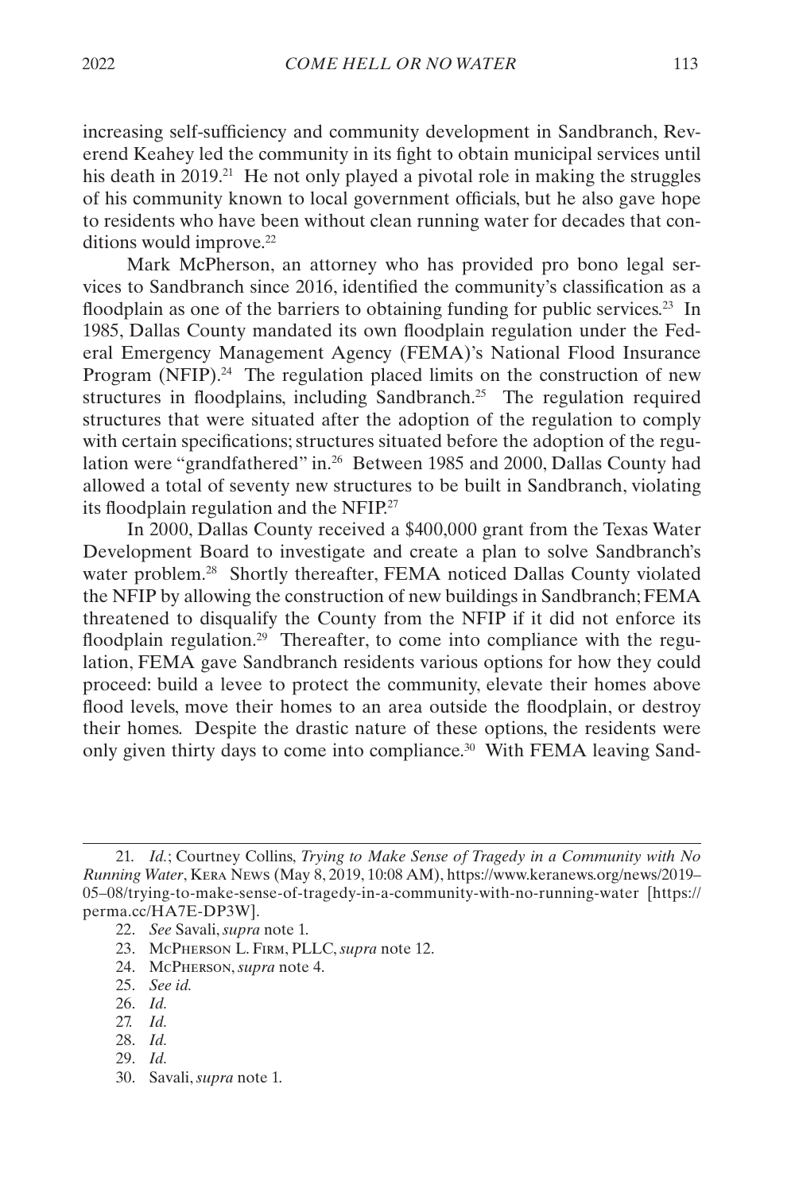increasing self-sufficiency and community development in Sandbranch, Reverend Keahey led the community in its fight to obtain municipal services until his death in 2019.[21] He not only played a pivotal role in making the struggles of his community known to local government officials, but he also gave hope to residents who have been without clean running water for decades that conditions would improve.[22]

Mark McPherson, an attorney who has provided pro bono legal services to Sandbranch since 2016, identified the community's classification as a floodplain as one of the barriers to obtaining funding for public services.[23] In 1985, Dallas County mandated its own floodplain regulation under the Federal Emergency Management Agency (FEMA)'s National Flood Insurance Program (NFIP).[24] The regulation placed limits on the construction of new structures in floodplains, including Sandbranch.[25] The regulation required structures that were situated after the adoption of the regulation to comply with certain specifications; structures situated before the adoption of the regulation were "grandfathered" in.[26] Between 1985 and 2000, Dallas County had allowed a total of seventy new structures to be built in Sandbranch, violating its floodplain regulation and the NFIP.[27]

In 2000, Dallas County received a $400,000 grant from the Texas Water Development Board to investigate and create a plan to solve Sandbranch's water problem.[28] Shortly thereafter, FEMA noticed Dallas County violated the NFIP by allowing the construction of new buildings in Sandbranch; FEMA threatened to disqualify the County from the NFIP if it did not enforce its floodplain regulation.[29] Thereafter, to come into compliance with the regulation, FEMA gave Sandbranch residents various options for how they could proceed: build a levee to protect the community, elevate their homes above flood levels, move their homes to an area outside the floodplain, or destroy their homes. Despite the drastic nature of these options, the residents were only given thirty days to come into compliance.[30] With FEMA leaving Sand-

---

21. *Id.*; Courtney Collins, *Trying to Make Sense of Tragedy in a Community with No Running Water*, Kera News (May 8, 2019, 10:08 AM), https://www.keranews.org/news/2019–05–08/trying-to-make-sense-of-tragedy-in-a-community-with-no-running-water [https://perma.cc/HA7E-DP3W].

22. *See* Savali, *supra* note 1.

23. McPherson L. Firm, PLLC, *supra* note 12.

24. McPherson, *supra* note 4.

25. *See id.*

26. *Id.*

27. *Id.*

28. *Id.*

29. *Id.*

30. Savali, *supra* note 1.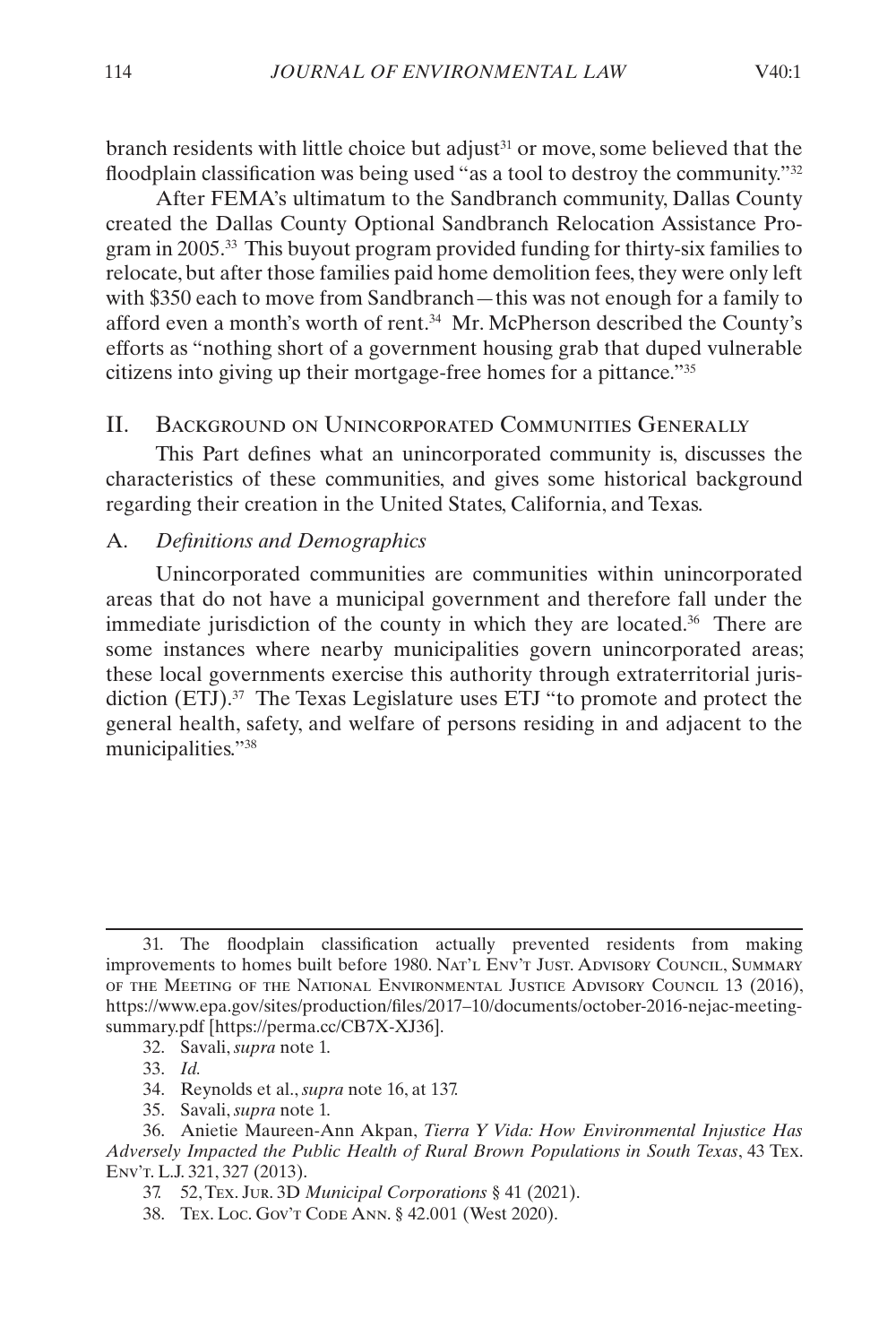branch residents with little choice but adjust[31] or move, some believed that the floodplain classification was being used "as a tool to destroy the community."[32]

After FEMA's ultimatum to the Sandbranch community, Dallas County created the Dallas County Optional Sandbranch Relocation Assistance Program in 2005.[33] This buyout program provided funding for thirty-six families to relocate, but after those families paid home demolition fees, they were only left with $350 each to move from Sandbranch—this was not enough for a family to afford even a month's worth of rent.[34] Mr. McPherson described the County's efforts as "nothing short of a government housing grab that duped vulnerable citizens into giving up their mortgage-free homes for a pittance."[35]

## II. Background on Unincorporated Communities Generally

This Part defines what an unincorporated community is, discusses the characteristics of these communities, and gives some historical background regarding their creation in the United States, California, and Texas.

### A. *Definitions and Demographics*

Unincorporated communities are communities within unincorporated areas that do not have a municipal government and therefore fall under the immediate jurisdiction of the county in which they are located.[36] There are some instances where nearby municipalities govern unincorporated areas; these local governments exercise this authority through extraterritorial jurisdiction (ETJ).[37] The Texas Legislature uses ETJ "to promote and protect the general health, safety, and welfare of persons residing in and adjacent to the municipalities."[38]

---

31. The floodplain classification actually prevented residents from making improvements to homes built before 1980. Nat'l Env't Just. Advisory Council, Summary of the Meeting of the National Environmental Justice Advisory Council 13 (2016), https://www.epa.gov/sites/production/files/2017–10/documents/october-2016-nejac-meeting-summary.pdf [https://perma.cc/CB7X-XJ36].

32. Savali, *supra* note 1.

33. *Id.*

34. Reynolds et al., *supra* note 16, at 137.

35. Savali, *supra* note 1.

36. Anietie Maureen-Ann Akpan, *Tierra Y Vida: How Environmental Injustice Has Adversely Impacted the Public Health of Rural Brown Populations in South Texas*, 43 Tex. Env't. L.J. 321, 327 (2013).

37. 52, Tex. Jur. 3D *Municipal Corporations* § 41 (2021).

38. Tex. Loc. Gov't Code Ann. § 42.001 (West 2020).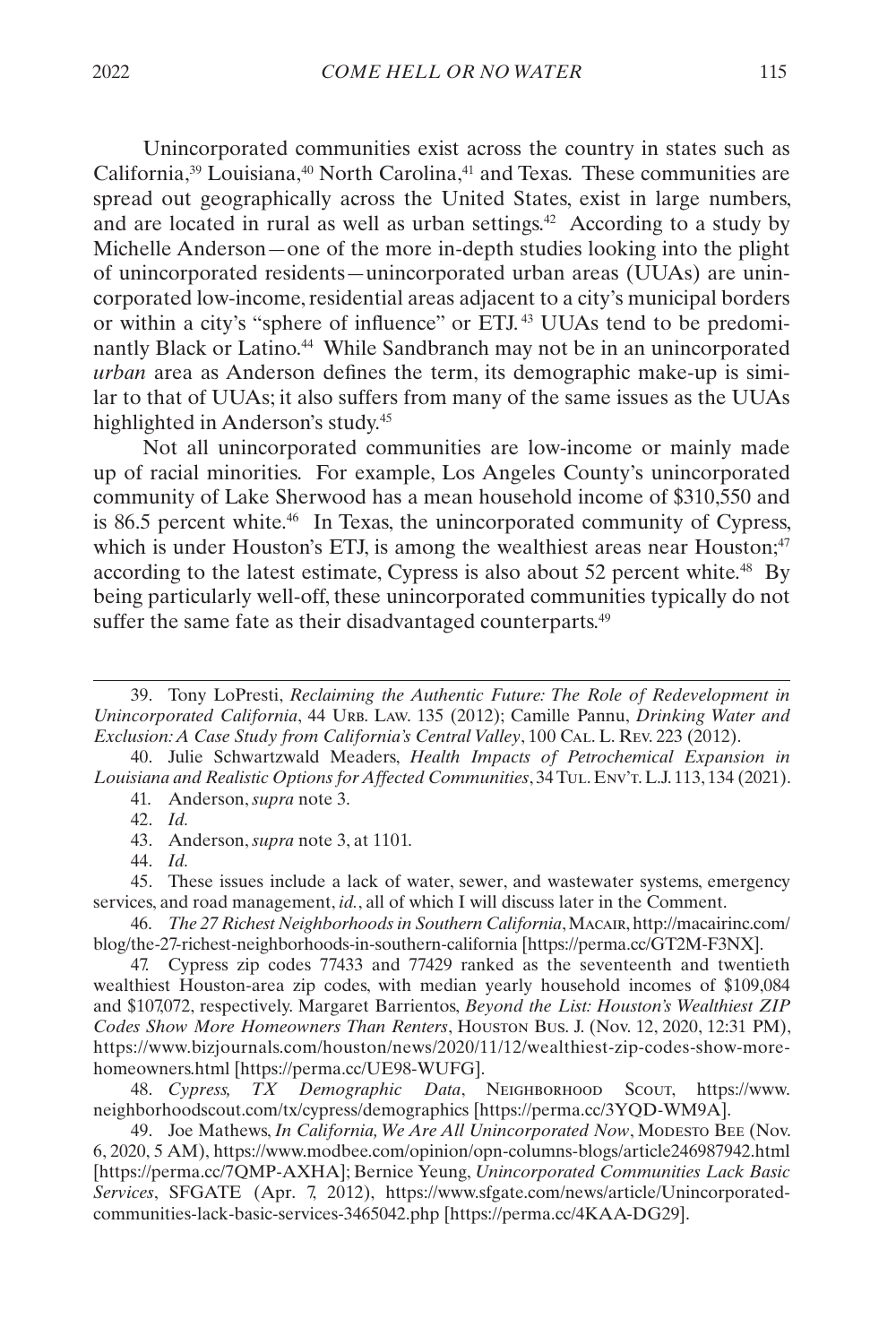Unincorporated communities exist across the country in states such as California,[39] Louisiana,[40] North Carolina,[41] and Texas. These communities are spread out geographically across the United States, exist in large numbers, and are located in rural as well as urban settings.[42] According to a study by Michelle Anderson—one of the more in-depth studies looking into the plight of unincorporated residents—unincorporated urban areas (UUAs) are unincorporated low-income, residential areas adjacent to a city's municipal borders or within a city's "sphere of influence" or ETJ.[43] UUAs tend to be predominantly Black or Latino.[44] While Sandbranch may not be in an unincorporated *urban* area as Anderson defines the term, its demographic make-up is similar to that of UUAs; it also suffers from many of the same issues as the UUAs highlighted in Anderson's study.[45]

Not all unincorporated communities are low-income or mainly made up of racial minorities. For example, Los Angeles County's unincorporated community of Lake Sherwood has a mean household income of $310,550 and is 86.5 percent white.[46] In Texas, the unincorporated community of Cypress, which is under Houston's ETJ, is among the wealthiest areas near Houston;[47] according to the latest estimate, Cypress is also about 52 percent white.[48] By being particularly well-off, these unincorporated communities typically do not suffer the same fate as their disadvantaged counterparts.[49]

---

39. Tony LoPresti, *Reclaiming the Authentic Future: The Role of Redevelopment in Unincorporated California*, 44 Urb. Law. 135 (2012); Camille Pannu, *Drinking Water and Exclusion: A Case Study from California's Central Valley*, 100 Cal. L. Rev. 223 (2012).

40. Julie Schwartzwald Meaders, *Health Impacts of Petrochemical Expansion in Louisiana and Realistic Options for Affected Communities*, 34 Tul. Env't. L.J. 113, 134 (2021).

41. Anderson, *supra* note 3.

42. *Id.*

43. Anderson, *supra* note 3, at 1101.

44. *Id.*

45. These issues include a lack of water, sewer, and wastewater systems, emergency services, and road management, *id.*, all of which I will discuss later in the Comment.

46. *The 27 Richest Neighborhoods in Southern California*, Macair, http://macairinc.com/blog/the-27-richest-neighborhoods-in-southern-california [https://perma.cc/GT2M-F3NX].

47. Cypress zip codes 77433 and 77429 ranked as the seventeenth and twentieth wealthiest Houston-area zip codes, with median yearly household incomes of $109,084 and $107,072, respectively. Margaret Barrientos, *Beyond the List: Houston's Wealthiest ZIP Codes Show More Homeowners Than Renters*, Houston Bus. J. (Nov. 12, 2020, 12:31 PM), https://www.bizjournals.com/houston/news/2020/11/12/wealthiest-zip-codes-show-more-homeowners.html [https://perma.cc/UE98-WUFG].

48. *Cypress, TX Demographic Data*, Neighborhood Scout, https://www.neighborhoodscout.com/tx/cypress/demographics [https://perma.cc/3YQD-WM9A].

49. Joe Mathews, *In California, We Are All Unincorporated Now*, Modesto Bee (Nov. 6, 2020, 5 AM), https://www.modbee.com/opinion/opn-columns-blogs/article246987942.html [https://perma.cc/7QMP-AXHA]; Bernice Yeung, *Unincorporated Communities Lack Basic Services*, SFGATE (Apr. 7, 2012), https://www.sfgate.com/news/article/Unincorporated-communities-lack-basic-services-3465042.php [https://perma.cc/4KAA-DG29].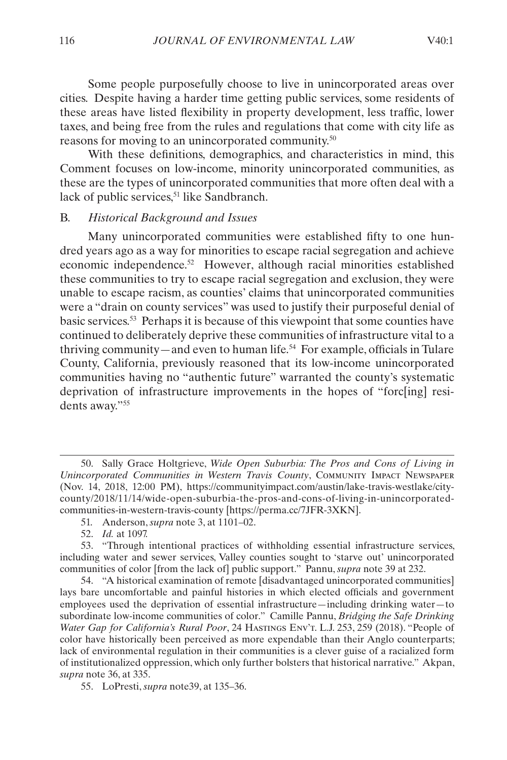Some people purposefully choose to live in unincorporated areas over cities. Despite having a harder time getting public services, some residents of these areas have listed flexibility in property development, less traffic, lower taxes, and being free from the rules and regulations that come with city life as reasons for moving to an unincorporated community.[50]

With these definitions, demographics, and characteristics in mind, this Comment focuses on low-income, minority unincorporated communities, as these are the types of unincorporated communities that more often deal with a lack of public services,[51] like Sandbranch.

### B. *Historical Background and Issues*

Many unincorporated communities were established fifty to one hundred years ago as a way for minorities to escape racial segregation and achieve economic independence.[52] However, although racial minorities established these communities to try to escape racial segregation and exclusion, they were unable to escape racism, as counties' claims that unincorporated communities were a "drain on county services" was used to justify their purposeful denial of basic services.[53] Perhaps it is because of this viewpoint that some counties have continued to deliberately deprive these communities of infrastructure vital to a thriving community—and even to human life.[54] For example, officials in Tulare County, California, previously reasoned that its low-income unincorporated communities having no "authentic future" warranted the county's systematic deprivation of infrastructure improvements in the hopes of "forc[ing] residents away."[55]

---

50. Sally Grace Holtgrieve, *Wide Open Suburbia: The Pros and Cons of Living in Unincorporated Communities in Western Travis County*, Community Impact Newspaper (Nov. 14, 2018, 12:00 PM), https://communityimpact.com/austin/lake-travis-westlake/city-county/2018/11/14/wide-open-suburbia-the-pros-and-cons-of-living-in-unincorporated-communities-in-western-travis-county [https://perma.cc/7JFR-3XKN].

51. Anderson, *supra* note 3, at 1101–02.

52. *Id.* at 1097.

53. "Through intentional practices of withholding essential infrastructure services, including water and sewer services, Valley counties sought to 'starve out' unincorporated communities of color [from the lack of] public support." Pannu, *supra* note 39 at 232.

54. "A historical examination of remote [disadvantaged unincorporated communities] lays bare uncomfortable and painful histories in which elected officials and government employees used the deprivation of essential infrastructure—including drinking water—to subordinate low-income communities of color." Camille Pannu, *Bridging the Safe Drinking Water Gap for California's Rural Poor*, 24 Hastings Env't. L.J. 253, 259 (2018). "People of color have historically been perceived as more expendable than their Anglo counterparts; lack of environmental regulation in their communities is a clever guise of a racialized form of institutionalized oppression, which only further bolsters that historical narrative." Akpan, *supra* note 36, at 335.

55. LoPresti, *supra* note39, at 135–36.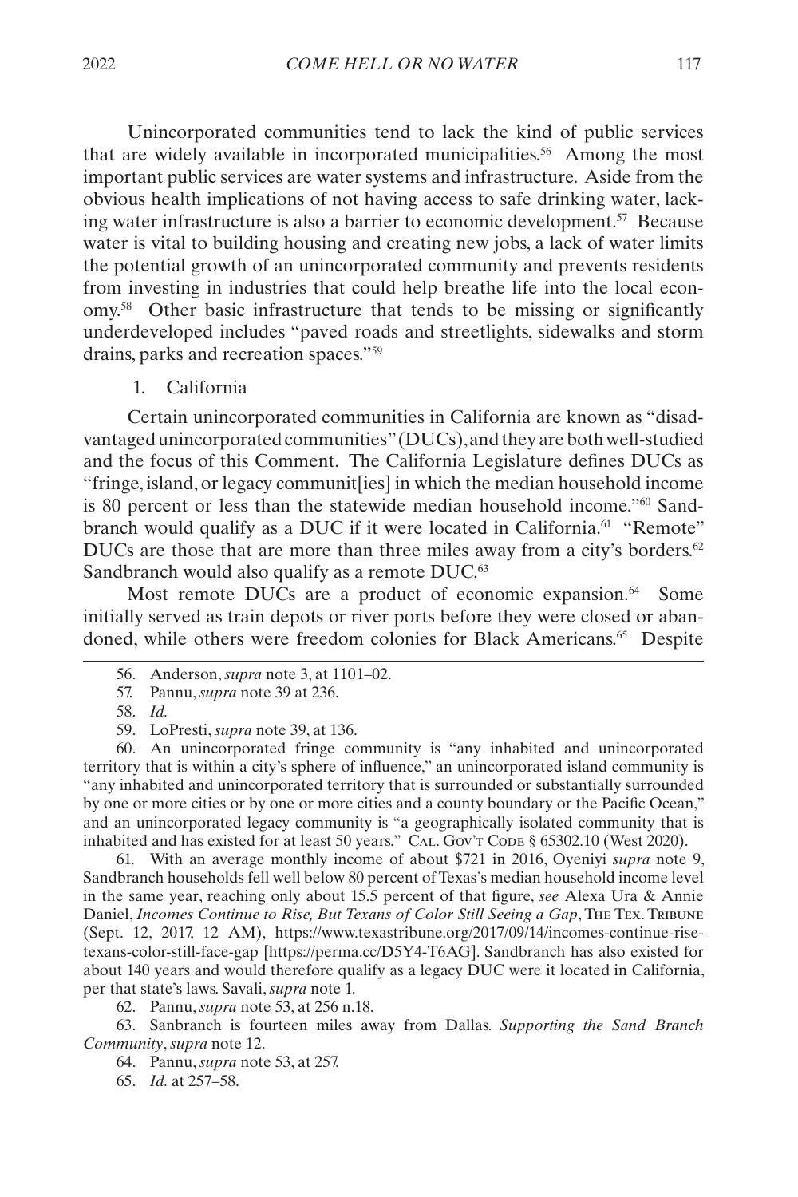Unincorporated communities tend to lack the kind of public services that are widely available in incorporated municipalities.[56] Among the most important public services are water systems and infrastructure. Aside from the obvious health implications of not having access to safe drinking water, lacking water infrastructure is also a barrier to economic development.[57] Because water is vital to building housing and creating new jobs, a lack of water limits the potential growth of an unincorporated community and prevents residents from investing in industries that could help breathe life into the local economy.[58] Other basic infrastructure that tends to be missing or significantly underdeveloped includes "paved roads and streetlights, sidewalks and storm drains, parks and recreation spaces."[59]

### 1. California

Certain unincorporated communities in California are known as "disadvantaged unincorporated communities" (DUCs), and they are both well-studied and the focus of this Comment. The California Legislature defines DUCs as "fringe, island, or legacy communit[ies] in which the median household income is 80 percent or less than the statewide median household income."[60] Sandbranch would qualify as a DUC if it were located in California.[61] "Remote" DUCs are those that are more than three miles away from a city's borders.[62] Sandbranch would also qualify as a remote DUC.[63]

Most remote DUCs are a product of economic expansion.[64] Some initially served as train depots or river ports before they were closed or abandoned, while others were freedom colonies for Black Americans.[65] Despite

---

56. Anderson, *supra* note 3, at 1101–02.

57. Pannu, *supra* note 39 at 236.

58. *Id.*

59. LoPresti, *supra* note 39, at 136.

60. An unincorporated fringe community is "any inhabited and unincorporated territory that is within a city's sphere of influence," an unincorporated island community is "any inhabited and unincorporated territory that is surrounded or substantially surrounded by one or more cities or by one or more cities and a county boundary or the Pacific Ocean," and an unincorporated legacy community is "a geographically isolated community that is inhabited and has existed for at least 50 years." CAL. GOV'T CODE § 65302.10 (West 2020).

61. With an average monthly income of about $721 in 2016, Oyeniyi *supra* note 9, Sandbranch households fell well below 80 percent of Texas's median household income level in the same year, reaching only about 15.5 percent of that figure, *see* Alexa Ura & Annie Daniel, *Incomes Continue to Rise, But Texans of Color Still Seeing a Gap*, THE TEX. TRIBUNE (Sept. 12, 2017, 12 AM), https://www.texastribune.org/2017/09/14/incomes-continue-rise-texans-color-still-face-gap [https://perma.cc/D5Y4-T6AG]. Sandbranch has also existed for about 140 years and would therefore qualify as a legacy DUC were it located in California, per that state's laws. Savali, *supra* note 1.

62. Pannu, *supra* note 53, at 256 n.18.

63. Sanbranch is fourteen miles away from Dallas. *Supporting the Sand Branch Community*, *supra* note 12.

64. Pannu, *supra* note 53, at 257.

65. *Id.* at 257–58.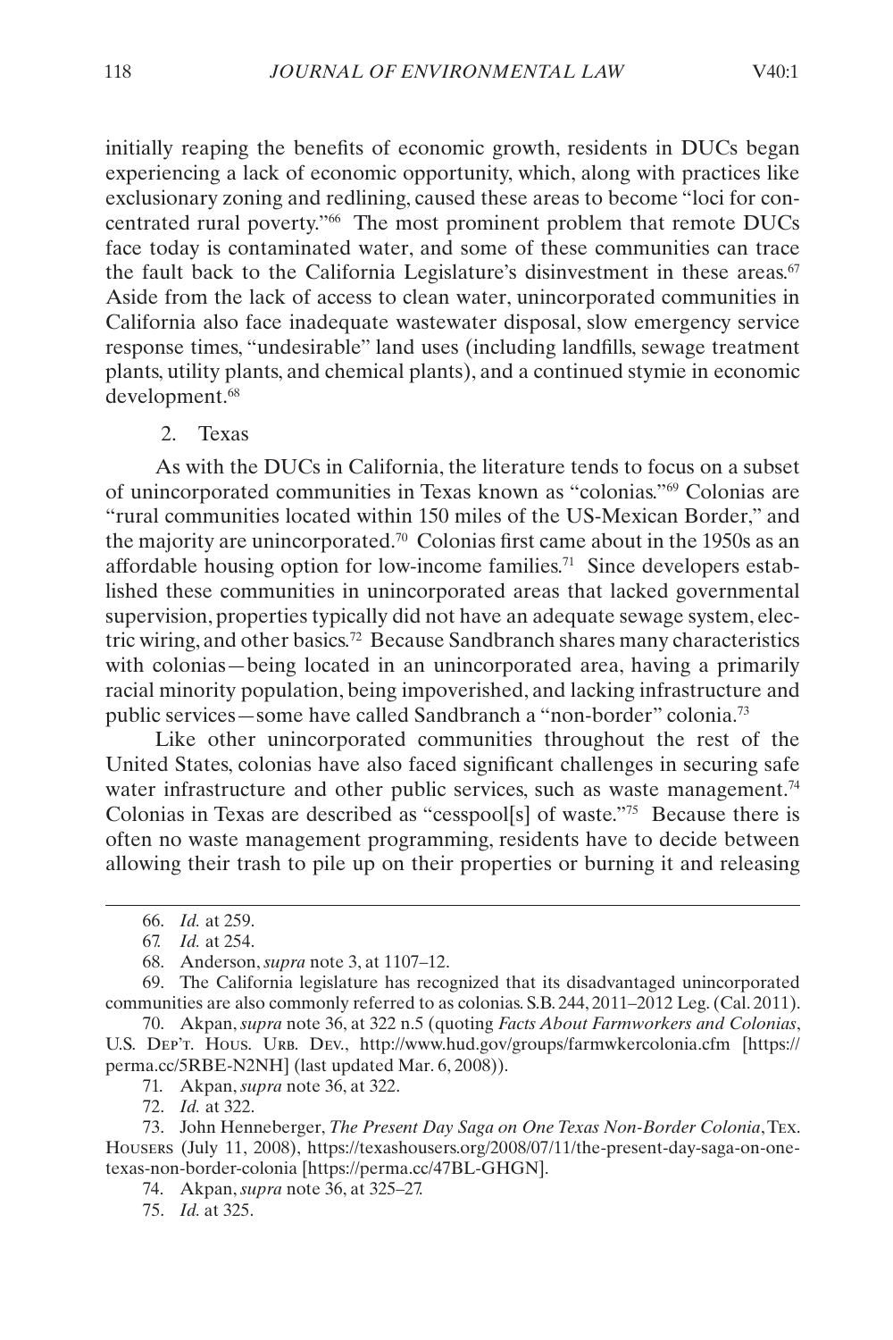initially reaping the benefits of economic growth, residents in DUCs began experiencing a lack of economic opportunity, which, along with practices like exclusionary zoning and redlining, caused these areas to become "loci for concentrated rural poverty."[66] The most prominent problem that remote DUCs face today is contaminated water, and some of these communities can trace the fault back to the California Legislature's disinvestment in these areas.[67] Aside from the lack of access to clean water, unincorporated communities in California also face inadequate wastewater disposal, slow emergency service response times, "undesirable" land uses (including landfills, sewage treatment plants, utility plants, and chemical plants), and a continued stymie in economic development.[68]

### 2. Texas

As with the DUCs in California, the literature tends to focus on a subset of unincorporated communities in Texas known as "colonias."[69] Colonias are "rural communities located within 150 miles of the US-Mexican Border," and the majority are unincorporated.[70] Colonias first came about in the 1950s as an affordable housing option for low-income families.[71] Since developers established these communities in unincorporated areas that lacked governmental supervision, properties typically did not have an adequate sewage system, electric wiring, and other basics.[72] Because Sandbranch shares many characteristics with colonias—being located in an unincorporated area, having a primarily racial minority population, being impoverished, and lacking infrastructure and public services—some have called Sandbranch a "non-border" colonia.[73]

Like other unincorporated communities throughout the rest of the United States, colonias have also faced significant challenges in securing safe water infrastructure and other public services, such as waste management.[74] Colonias in Texas are described as "cesspool[s] of waste."[75] Because there is often no waste management programming, residents have to decide between allowing their trash to pile up on their properties or burning it and releasing

---

66. *Id.* at 259.

67. *Id.* at 254.

68. Anderson, *supra* note 3, at 1107–12.

69. The California legislature has recognized that its disadvantaged unincorporated communities are also commonly referred to as colonias. S.B. 244, 2011–2012 Leg. (Cal. 2011).

70. Akpan, *supra* note 36, at 322 n.5 (quoting *Facts About Farmworkers and Colonias*, U.S. Dep't. Hous. Urb. Dev., http://www.hud.gov/groups/farmwkercolonia.cfm [https://perma.cc/5RBE-N2NH] (last updated Mar. 6, 2008)).

71. Akpan, *supra* note 36, at 322.

72. *Id.* at 322.

73. John Henneberger, *The Present Day Saga on One Texas Non-Border Colonia*, Tex. Housers (July 11, 2008), https://texashousers.org/2008/07/11/the-present-day-saga-on-one-texas-non-border-colonia [https://perma.cc/47BL-GHGN].

74. Akpan, *supra* note 36, at 325–27.

75. *Id.* at 325.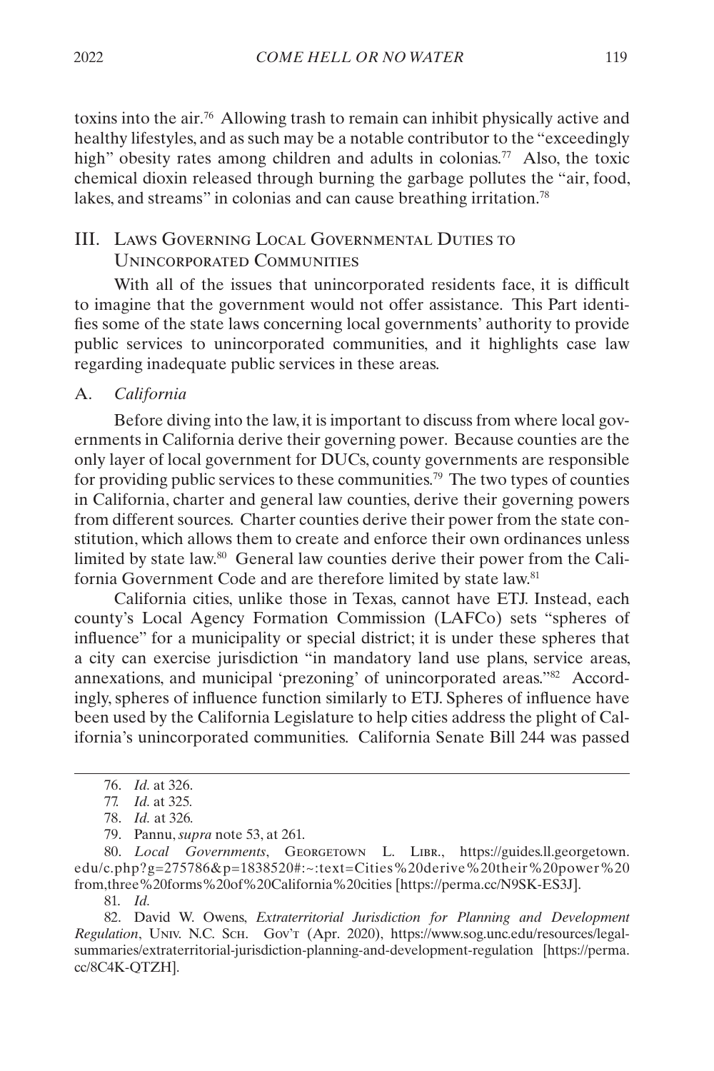toxins into the air.[76] Allowing trash to remain can inhibit physically active and healthy lifestyles, and as such may be a notable contributor to the "exceedingly high" obesity rates among children and adults in colonias.[77] Also, the toxic chemical dioxin released through burning the garbage pollutes the "air, food, lakes, and streams" in colonias and can cause breathing irritation.[78]

## III. Laws Governing Local Governmental Duties to Unincorporated Communities

With all of the issues that unincorporated residents face, it is difficult to imagine that the government would not offer assistance. This Part identifies some of the state laws concerning local governments' authority to provide public services to unincorporated communities, and it highlights case law regarding inadequate public services in these areas.

### A. *California*

Before diving into the law, it is important to discuss from where local governments in California derive their governing power. Because counties are the only layer of local government for DUCs, county governments are responsible for providing public services to these communities.[79] The two types of counties in California, charter and general law counties, derive their governing powers from different sources. Charter counties derive their power from the state constitution, which allows them to create and enforce their own ordinances unless limited by state law.[80] General law counties derive their power from the California Government Code and are therefore limited by state law.[81]

California cities, unlike those in Texas, cannot have ETJ. Instead, each county's Local Agency Formation Commission (LAFCo) sets "spheres of influence" for a municipality or special district; it is under these spheres that a city can exercise jurisdiction "in mandatory land use plans, service areas, annexations, and municipal 'prezoning' of unincorporated areas."[82] Accordingly, spheres of influence function similarly to ETJ. Spheres of influence have been used by the California Legislature to help cities address the plight of California's unincorporated communities. California Senate Bill 244 was passed

---

76. *Id.* at 326.

77. *Id.* at 325.

78. *Id.* at 326.

79. Pannu, *supra* note 53, at 261.

80. *Local Governments*, Georgetown L. Libr., https://guides.ll.georgetown.edu/c.php?g=275786&p=1838520#:~:text=Cities%20derive%20their%20power%20from,three%20forms%20of%20California%20cities [https://perma.cc/N9SK-ES3J].

81. *Id.*

82. David W. Owens, *Extraterritorial Jurisdiction for Planning and Development Regulation*, Univ. N.C. Sch. Gov't (Apr. 2020), https://www.sog.unc.edu/resources/legal-summaries/extraterritorial-jurisdiction-planning-and-development-regulation [https://perma.cc/8C4K-QTZH].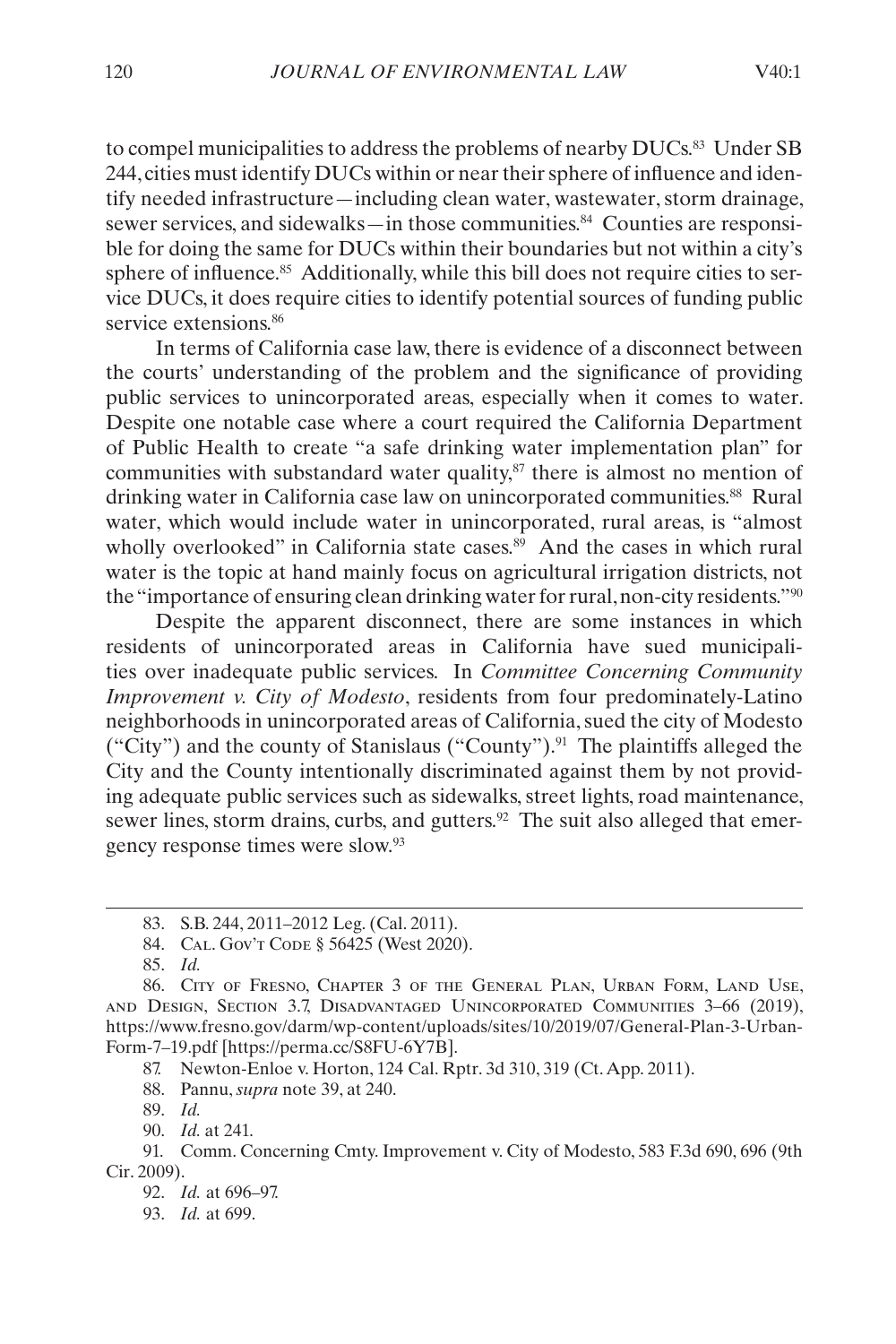to compel municipalities to address the problems of nearby DUCs.[83] Under SB 244, cities must identify DUCs within or near their sphere of influence and identify needed infrastructure—including clean water, wastewater, storm drainage, sewer services, and sidewalks—in those communities.[84] Counties are responsible for doing the same for DUCs within their boundaries but not within a city's sphere of influence.[85] Additionally, while this bill does not require cities to service DUCs, it does require cities to identify potential sources of funding public service extensions.[86]

In terms of California case law, there is evidence of a disconnect between the courts' understanding of the problem and the significance of providing public services to unincorporated areas, especially when it comes to water. Despite one notable case where a court required the California Department of Public Health to create "a safe drinking water implementation plan" for communities with substandard water quality,[87] there is almost no mention of drinking water in California case law on unincorporated communities.[88] Rural water, which would include water in unincorporated, rural areas, is "almost wholly overlooked" in California state cases.[89] And the cases in which rural water is the topic at hand mainly focus on agricultural irrigation districts, not the "importance of ensuring clean drinking water for rural, non-city residents."[90]

Despite the apparent disconnect, there are some instances in which residents of unincorporated areas in California have sued municipalities over inadequate public services. In *Committee Concerning Community Improvement v. City of Modesto*, residents from four predominately-Latino neighborhoods in unincorporated areas of California, sued the city of Modesto ("City") and the county of Stanislaus ("County").[91] The plaintiffs alleged the City and the County intentionally discriminated against them by not providing adequate public services such as sidewalks, street lights, road maintenance, sewer lines, storm drains, curbs, and gutters.[92] The suit also alleged that emergency response times were slow.[93]

---

83. S.B. 244, 2011–2012 Leg. (Cal. 2011).

84. Cal. Gov't Code § 56425 (West 2020).

85. *Id.*

86. City of Fresno, Chapter 3 of the General Plan, Urban Form, Land Use, and Design, Section 3.7, Disadvantaged Unincorporated Communities 3–66 (2019), https://www.fresno.gov/darm/wp-content/uploads/sites/10/2019/07/General-Plan-3-Urban-Form-7–19.pdf [https://perma.cc/S8FU-6Y7B].

87. Newton-Enloe v. Horton, 124 Cal. Rptr. 3d 310, 319 (Ct. App. 2011).

88. Pannu, *supra* note 39, at 240.

89. *Id.*

90. *Id.* at 241.

91. Comm. Concerning Cmty. Improvement v. City of Modesto, 583 F.3d 690, 696 (9th Cir. 2009).

92. *Id.* at 696–97.

93. *Id.* at 699.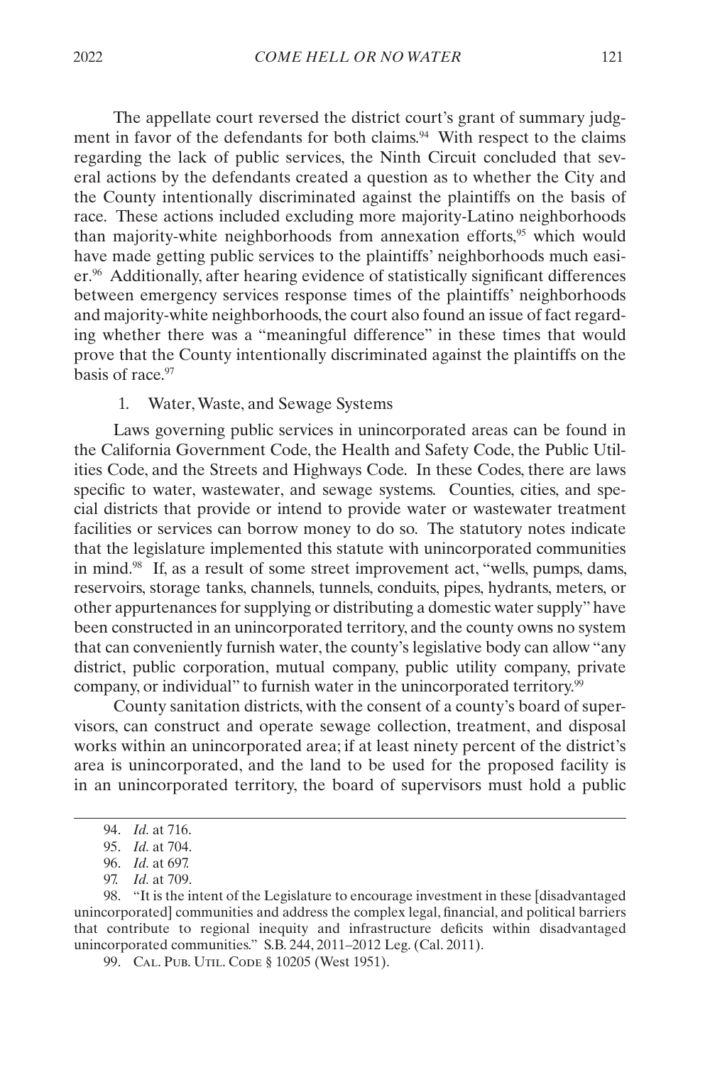The appellate court reversed the district court's grant of summary judgment in favor of the defendants for both claims.[94] With respect to the claims regarding the lack of public services, the Ninth Circuit concluded that several actions by the defendants created a question as to whether the City and the County intentionally discriminated against the plaintiffs on the basis of race. These actions included excluding more majority-Latino neighborhoods than majority-white neighborhoods from annexation efforts,[95] which would have made getting public services to the plaintiffs' neighborhoods much easier.[96] Additionally, after hearing evidence of statistically significant differences between emergency services response times of the plaintiffs' neighborhoods and majority-white neighborhoods, the court also found an issue of fact regarding whether there was a "meaningful difference" in these times that would prove that the County intentionally discriminated against the plaintiffs on the basis of race.[97]

1. Water, Waste, and Sewage Systems

Laws governing public services in unincorporated areas can be found in the California Government Code, the Health and Safety Code, the Public Utilities Code, and the Streets and Highways Code. In these Codes, there are laws specific to water, wastewater, and sewage systems. Counties, cities, and special districts that provide or intend to provide water or wastewater treatment facilities or services can borrow money to do so. The statutory notes indicate that the legislature implemented this statute with unincorporated communities in mind.[98] If, as a result of some street improvement act, "wells, pumps, dams, reservoirs, storage tanks, channels, tunnels, conduits, pipes, hydrants, meters, or other appurtenances for supplying or distributing a domestic water supply" have been constructed in an unincorporated territory, and the county owns no system that can conveniently furnish water, the county's legislative body can allow "any district, public corporation, mutual company, public utility company, private company, or individual" to furnish water in the unincorporated territory.[99]

County sanitation districts, with the consent of a county's board of supervisors, can construct and operate sewage collection, treatment, and disposal works within an unincorporated area; if at least ninety percent of the district's area is unincorporated, and the land to be used for the proposed facility is in an unincorporated territory, the board of supervisors must hold a public

94. *Id.* at 716.

95. *Id.* at 704.

96. *Id.* at 697.

97. *Id.* at 709.

98. "It is the intent of the Legislature to encourage investment in these [disadvantaged unincorporated] communities and address the complex legal, financial, and political barriers that contribute to regional inequity and infrastructure deficits within disadvantaged unincorporated communities." S.B. 244, 2011–2012 Leg. (Cal. 2011).

99. Cal. Pub. Util. Code § 10205 (West 1951).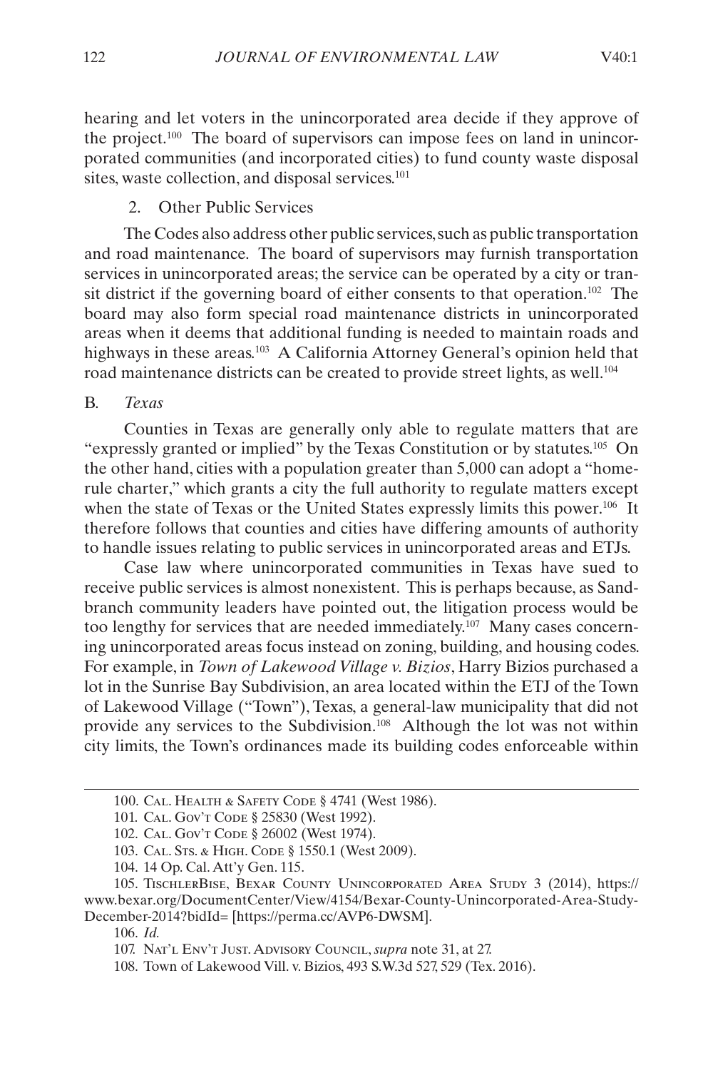hearing and let voters in the unincorporated area decide if they approve of the project.[100] The board of supervisors can impose fees on land in unincorporated communities (and incorporated cities) to fund county waste disposal sites, waste collection, and disposal services.[101]

#### 2. Other Public Services

The Codes also address other public services, such as public transportation and road maintenance. The board of supervisors may furnish transportation services in unincorporated areas; the service can be operated by a city or transit district if the governing board of either consents to that operation.[102] The board may also form special road maintenance districts in unincorporated areas when it deems that additional funding is needed to maintain roads and highways in these areas.[103] A California Attorney General's opinion held that road maintenance districts can be created to provide street lights, as well.[104]

### B. *Texas*

Counties in Texas are generally only able to regulate matters that are "expressly granted or implied" by the Texas Constitution or by statutes.[105] On the other hand, cities with a population greater than 5,000 can adopt a "home-rule charter," which grants a city the full authority to regulate matters except when the state of Texas or the United States expressly limits this power.[106] It therefore follows that counties and cities have differing amounts of authority to handle issues relating to public services in unincorporated areas and ETJs.

Case law where unincorporated communities in Texas have sued to receive public services is almost nonexistent. This is perhaps because, as Sandbranch community leaders have pointed out, the litigation process would be too lengthy for services that are needed immediately.[107] Many cases concerning unincorporated areas focus instead on zoning, building, and housing codes. For example, in *Town of Lakewood Village v. Bizios*, Harry Bizios purchased a lot in the Sunrise Bay Subdivision, an area located within the ETJ of the Town of Lakewood Village ("Town"), Texas, a general-law municipality that did not provide any services to the Subdivision.[108] Although the lot was not within city limits, the Town's ordinances made its building codes enforceable within

---

100. Cal. Health & Safety Code § 4741 (West 1986).

101. Cal. Gov't Code § 25830 (West 1992).

102. Cal. Gov't Code § 26002 (West 1974).

103. Cal. Sts. & High. Code § 1550.1 (West 2009).

104. 14 Op. Cal. Att'y Gen. 115.

105. TischlerBise, Bexar County Unincorporated Area Study 3 (2014), https://www.bexar.org/DocumentCenter/View/4154/Bexar-County-Unincorporated-Area-Study-December-2014?bidId= [https://perma.cc/AVP6-DWSM].

106. *Id.*

107. Nat'l Env't Just. Advisory Council, *supra* note 31, at 27.

108. Town of Lakewood Vill. v. Bizios, 493 S.W.3d 527, 529 (Tex. 2016).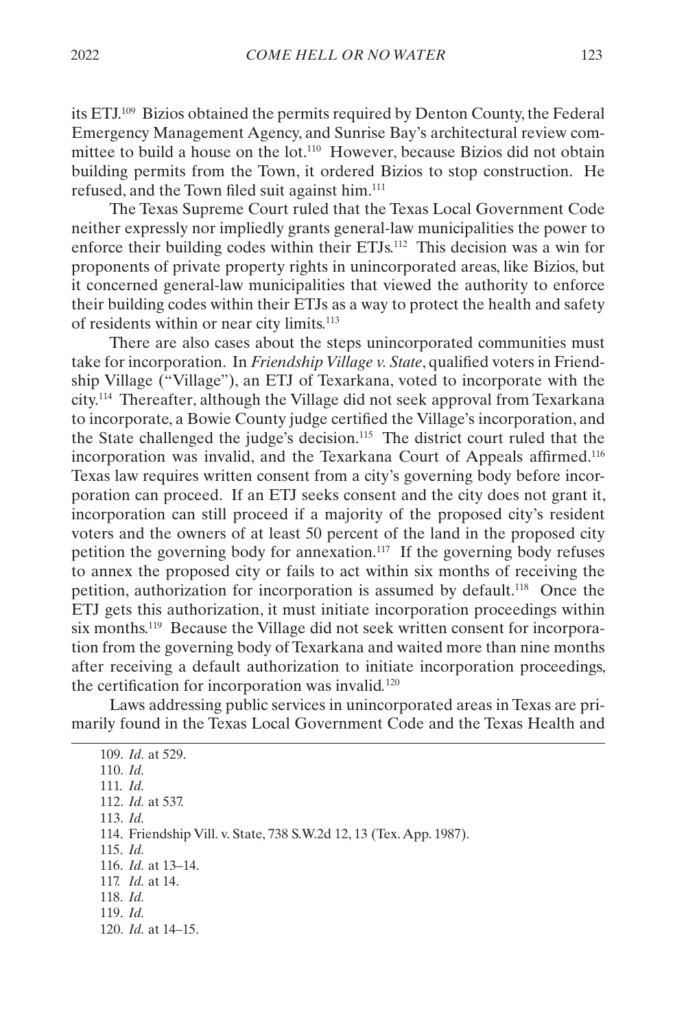its ETJ.[109] Bizios obtained the permits required by Denton County, the Federal Emergency Management Agency, and Sunrise Bay's architectural review committee to build a house on the lot.[110] However, because Bizios did not obtain building permits from the Town, it ordered Bizios to stop construction. He refused, and the Town filed suit against him.[111]

The Texas Supreme Court ruled that the Texas Local Government Code neither expressly nor impliedly grants general-law municipalities the power to enforce their building codes within their ETJs.[112] This decision was a win for proponents of private property rights in unincorporated areas, like Bizios, but it concerned general-law municipalities that viewed the authority to enforce their building codes within their ETJs as a way to protect the health and safety of residents within or near city limits.[113]

There are also cases about the steps unincorporated communities must take for incorporation. In *Friendship Village v. State*, qualified voters in Friendship Village ("Village"), an ETJ of Texarkana, voted to incorporate with the city.[114] Thereafter, although the Village did not seek approval from Texarkana to incorporate, a Bowie County judge certified the Village's incorporation, and the State challenged the judge's decision.[115] The district court ruled that the incorporation was invalid, and the Texarkana Court of Appeals affirmed.[116] Texas law requires written consent from a city's governing body before incorporation can proceed. If an ETJ seeks consent and the city does not grant it, incorporation can still proceed if a majority of the proposed city's resident voters and the owners of at least 50 percent of the land in the proposed city petition the governing body for annexation.[117] If the governing body refuses to annex the proposed city or fails to act within six months of receiving the petition, authorization for incorporation is assumed by default.[118] Once the ETJ gets this authorization, it must initiate incorporation proceedings within six months.[119] Because the Village did not seek written consent for incorporation from the governing body of Texarkana and waited more than nine months after receiving a default authorization to initiate incorporation proceedings, the certification for incorporation was invalid.[120]

Laws addressing public services in unincorporated areas in Texas are primarily found in the Texas Local Government Code and the Texas Health and

---

109. *Id.* at 529.
110. *Id.*
111. *Id.*
112. *Id.* at 537.
113. *Id.*
114. Friendship Vill. v. State, 738 S.W.2d 12, 13 (Tex. App. 1987).
115. *Id.*
116. *Id.* at 13–14.
117. *Id.* at 14.
118. *Id.*
119. *Id.*
120. *Id.* at 14–15.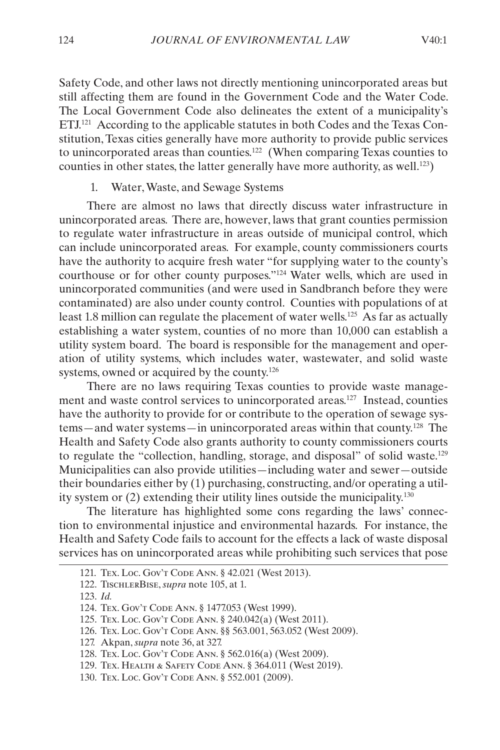Safety Code, and other laws not directly mentioning unincorporated areas but still affecting them are found in the Government Code and the Water Code. The Local Government Code also delineates the extent of a municipality's ETJ.[121] According to the applicable statutes in both Codes and the Texas Constitution, Texas cities generally have more authority to provide public services to unincorporated areas than counties.[122] (When comparing Texas counties to counties in other states, the latter generally have more authority, as well.[123])

1. Water, Waste, and Sewage Systems

There are almost no laws that directly discuss water infrastructure in unincorporated areas. There are, however, laws that grant counties permission to regulate water infrastructure in areas outside of municipal control, which can include unincorporated areas. For example, county commissioners courts have the authority to acquire fresh water "for supplying water to the county's courthouse or for other county purposes."[124] Water wells, which are used in unincorporated communities (and were used in Sandbranch before they were contaminated) are also under county control. Counties with populations of at least 1.8 million can regulate the placement of water wells.[125] As far as actually establishing a water system, counties of no more than 10,000 can establish a utility system board. The board is responsible for the management and operation of utility systems, which includes water, wastewater, and solid waste systems, owned or acquired by the county.[126]

There are no laws requiring Texas counties to provide waste management and waste control services to unincorporated areas.[127] Instead, counties have the authority to provide for or contribute to the operation of sewage systems—and water systems—in unincorporated areas within that county.[128] The Health and Safety Code also grants authority to county commissioners courts to regulate the "collection, handling, storage, and disposal" of solid waste.[129] Municipalities can also provide utilities—including water and sewer—outside their boundaries either by (1) purchasing, constructing, and/or operating a utility system or (2) extending their utility lines outside the municipality.[130]

The literature has highlighted some cons regarding the laws' connection to environmental injustice and environmental hazards. For instance, the Health and Safety Code fails to account for the effects a lack of waste disposal services has on unincorporated areas while prohibiting such services that pose

121. Tex. Loc. Gov't Code Ann. § 42.021 (West 2013).

122. TischlerBise, *supra* note 105, at 1.

123. *Id.*

124. Tex. Gov't Code Ann. § 1477.053 (West 1999).

125. Tex. Loc. Gov't Code Ann. § 240.042(a) (West 2011).

126. Tex. Loc. Gov't Code Ann. §§ 563.001, 563.052 (West 2009).

127. Akpan, *supra* note 36, at 327.

128. Tex. Loc. Gov't Code Ann. § 562.016(a) (West 2009).

129. Tex. Health & Safety Code Ann. § 364.011 (West 2019).

130. Tex. Loc. Gov't Code Ann. § 552.001 (2009).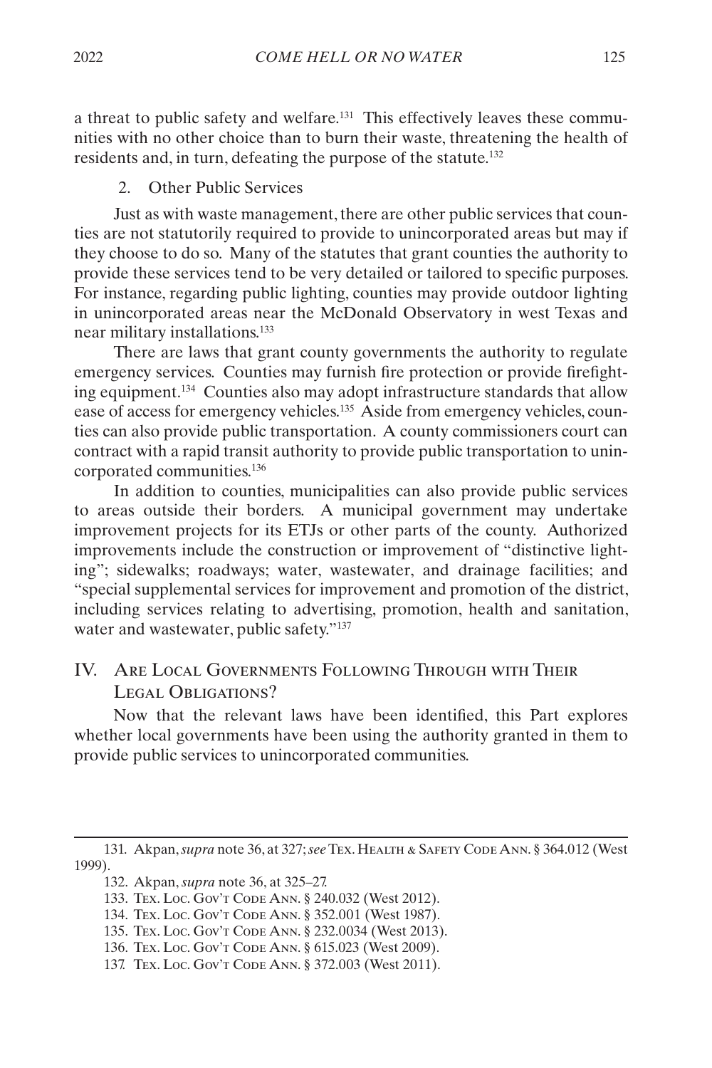a threat to public safety and welfare.[131] This effectively leaves these communities with no other choice than to burn their waste, threatening the health of residents and, in turn, defeating the purpose of the statute.[132]

### 2. Other Public Services

Just as with waste management, there are other public services that counties are not statutorily required to provide to unincorporated areas but may if they choose to do so. Many of the statutes that grant counties the authority to provide these services tend to be very detailed or tailored to specific purposes. For instance, regarding public lighting, counties may provide outdoor lighting in unincorporated areas near the McDonald Observatory in west Texas and near military installations.[133]

There are laws that grant county governments the authority to regulate emergency services. Counties may furnish fire protection or provide firefighting equipment.[134] Counties also may adopt infrastructure standards that allow ease of access for emergency vehicles.[135] Aside from emergency vehicles, counties can also provide public transportation. A county commissioners court can contract with a rapid transit authority to provide public transportation to unincorporated communities.[136]

In addition to counties, municipalities can also provide public services to areas outside their borders. A municipal government may undertake improvement projects for its ETJs or other parts of the county. Authorized improvements include the construction or improvement of "distinctive lighting"; sidewalks; roadways; water, wastewater, and drainage facilities; and "special supplemental services for improvement and promotion of the district, including services relating to advertising, promotion, health and sanitation, water and wastewater, public safety."[137]

## IV. Are Local Governments Following Through with Their Legal Obligations?

Now that the relevant laws have been identified, this Part explores whether local governments have been using the authority granted in them to provide public services to unincorporated communities.

---

131. Akpan, *supra* note 36, at 327; *see* Tex. Health & Safety Code Ann. § 364.012 (West 1999).

132. Akpan, *supra* note 36, at 325–27.

133. Tex. Loc. Gov't Code Ann. § 240.032 (West 2012).

134. Tex. Loc. Gov't Code Ann. § 352.001 (West 1987).

135. Tex. Loc. Gov't Code Ann. § 232.0034 (West 2013).

136. Tex. Loc. Gov't Code Ann. § 615.023 (West 2009).

137. Tex. Loc. Gov't Code Ann. § 372.003 (West 2011).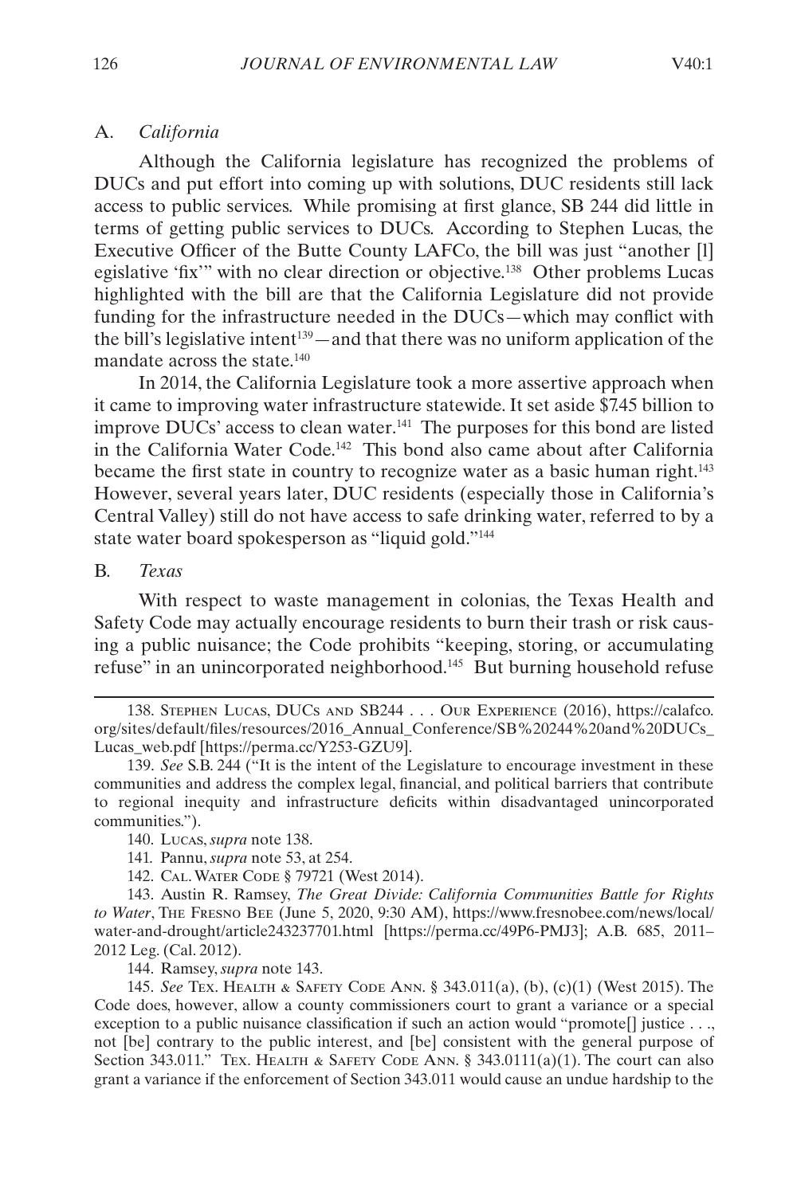### A. *California*

Although the California legislature has recognized the problems of DUCs and put effort into coming up with solutions, DUC residents still lack access to public services. While promising at first glance, SB 244 did little in terms of getting public services to DUCs. According to Stephen Lucas, the Executive Officer of the Butte County LAFCo, the bill was just "another [l]egislative 'fix'" with no clear direction or objective.[138] Other problems Lucas highlighted with the bill are that the California Legislature did not provide funding for the infrastructure needed in the DUCs—which may conflict with the bill's legislative intent[139]—and that there was no uniform application of the mandate across the state.[140]

In 2014, the California Legislature took a more assertive approach when it came to improving water infrastructure statewide. It set aside $7.45 billion to improve DUCs' access to clean water.[141] The purposes for this bond are listed in the California Water Code.[142] This bond also came about after California became the first state in country to recognize water as a basic human right.[143] However, several years later, DUC residents (especially those in California's Central Valley) still do not have access to safe drinking water, referred to by a state water board spokesperson as "liquid gold."[144]

### B. *Texas*

With respect to waste management in colonias, the Texas Health and Safety Code may actually encourage residents to burn their trash or risk causing a public nuisance; the Code prohibits "keeping, storing, or accumulating refuse" in an unincorporated neighborhood.[145] But burning household refuse

---

138. Stephen Lucas, DUCs and SB244 . . . Our Experience (2016), https://calafco.org/sites/default/files/resources/2016_Annual_Conference/SB%20244%20and%20DUCs_Lucas_web.pdf [https://perma.cc/Y253-GZU9].

139. *See* S.B. 244 ("It is the intent of the Legislature to encourage investment in these communities and address the complex legal, financial, and political barriers that contribute to regional inequity and infrastructure deficits within disadvantaged unincorporated communities.").

140. Lucas, *supra* note 138.

141. Pannu, *supra* note 53, at 254.

142. Cal. Water Code § 79721 (West 2014).

143. Austin R. Ramsey, *The Great Divide: California Communities Battle for Rights to Water*, The Fresno Bee (June 5, 2020, 9:30 AM), https://www.fresnobee.com/news/local/water-and-drought/article243237701.html [https://perma.cc/49P6-PMJ3]; A.B. 685, 2011–2012 Leg. (Cal. 2012).

144. Ramsey, *supra* note 143.

145. *See* Tex. Health & Safety Code Ann. § 343.011(a), (b), (c)(1) (West 2015). The Code does, however, allow a county commissioners court to grant a variance or a special exception to a public nuisance classification if such an action would "promote[] justice . . ., not [be] contrary to the public interest, and [be] consistent with the general purpose of Section 343.011." Tex. Health & Safety Code Ann. § 343.0111(a)(1). The court can also grant a variance if the enforcement of Section 343.011 would cause an undue hardship to the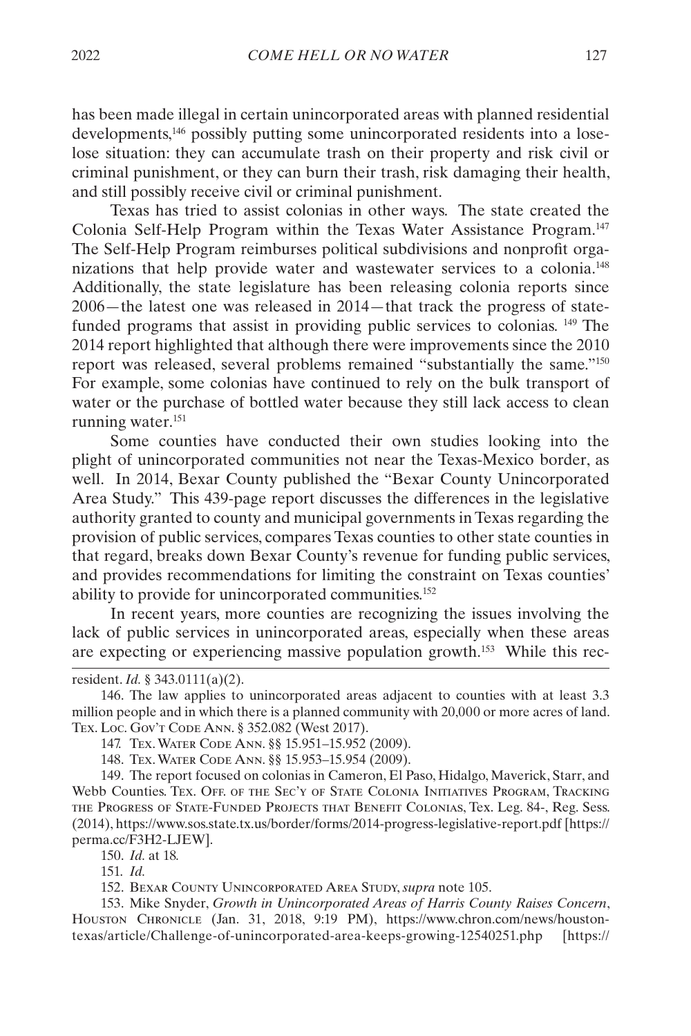has been made illegal in certain unincorporated areas with planned residential developments,[146] possibly putting some unincorporated residents into a lose-lose situation: they can accumulate trash on their property and risk civil or criminal punishment, or they can burn their trash, risk damaging their health, and still possibly receive civil or criminal punishment.

Texas has tried to assist colonias in other ways. The state created the Colonia Self-Help Program within the Texas Water Assistance Program.[147] The Self-Help Program reimburses political subdivisions and nonprofit organizations that help provide water and wastewater services to a colonia.[148] Additionally, the state legislature has been releasing colonia reports since 2006—the latest one was released in 2014—that track the progress of state-funded programs that assist in providing public services to colonias. [149] The 2014 report highlighted that although there were improvements since the 2010 report was released, several problems remained "substantially the same."[150] For example, some colonias have continued to rely on the bulk transport of water or the purchase of bottled water because they still lack access to clean running water.[151]

Some counties have conducted their own studies looking into the plight of unincorporated communities not near the Texas-Mexico border, as well. In 2014, Bexar County published the "Bexar County Unincorporated Area Study." This 439-page report discusses the differences in the legislative authority granted to county and municipal governments in Texas regarding the provision of public services, compares Texas counties to other state counties in that regard, breaks down Bexar County's revenue for funding public services, and provides recommendations for limiting the constraint on Texas counties' ability to provide for unincorporated communities.[152]

In recent years, more counties are recognizing the issues involving the lack of public services in unincorporated areas, especially when these areas are expecting or experiencing massive population growth.[153] While this rec-

---

resident. *Id.* § 343.0111(a)(2).

146. The law applies to unincorporated areas adjacent to counties with at least 3.3 million people and in which there is a planned community with 20,000 or more acres of land. Tex. Loc. Gov't Code Ann. § 352.082 (West 2017).

147. Tex. Water Code Ann. §§ 15.951–15.952 (2009).

148. Tex. Water Code Ann. §§ 15.953–15.954 (2009).

149. The report focused on colonias in Cameron, El Paso, Hidalgo, Maverick, Starr, and Webb Counties. Tex. Off. of the Sec'y of State Colonia Initiatives Program, Tracking the Progress of State-Funded Projects that Benefit Colonias, Tex. Leg. 84-, Reg. Sess. (2014), https://www.sos.state.tx.us/border/forms/2014-progress-legislative-report.pdf [https://perma.cc/F3H2-LJEW].

150. *Id.* at 18.

151. *Id.*

152. Bexar County Unincorporated Area Study, *supra* note 105.

153. Mike Snyder, *Growth in Unincorporated Areas of Harris County Raises Concern*, Houston Chronicle (Jan. 31, 2018, 9:19 PM), https://www.chron.com/news/houston-texas/article/Challenge-of-unincorporated-area-keeps-growing-12540251.php [https://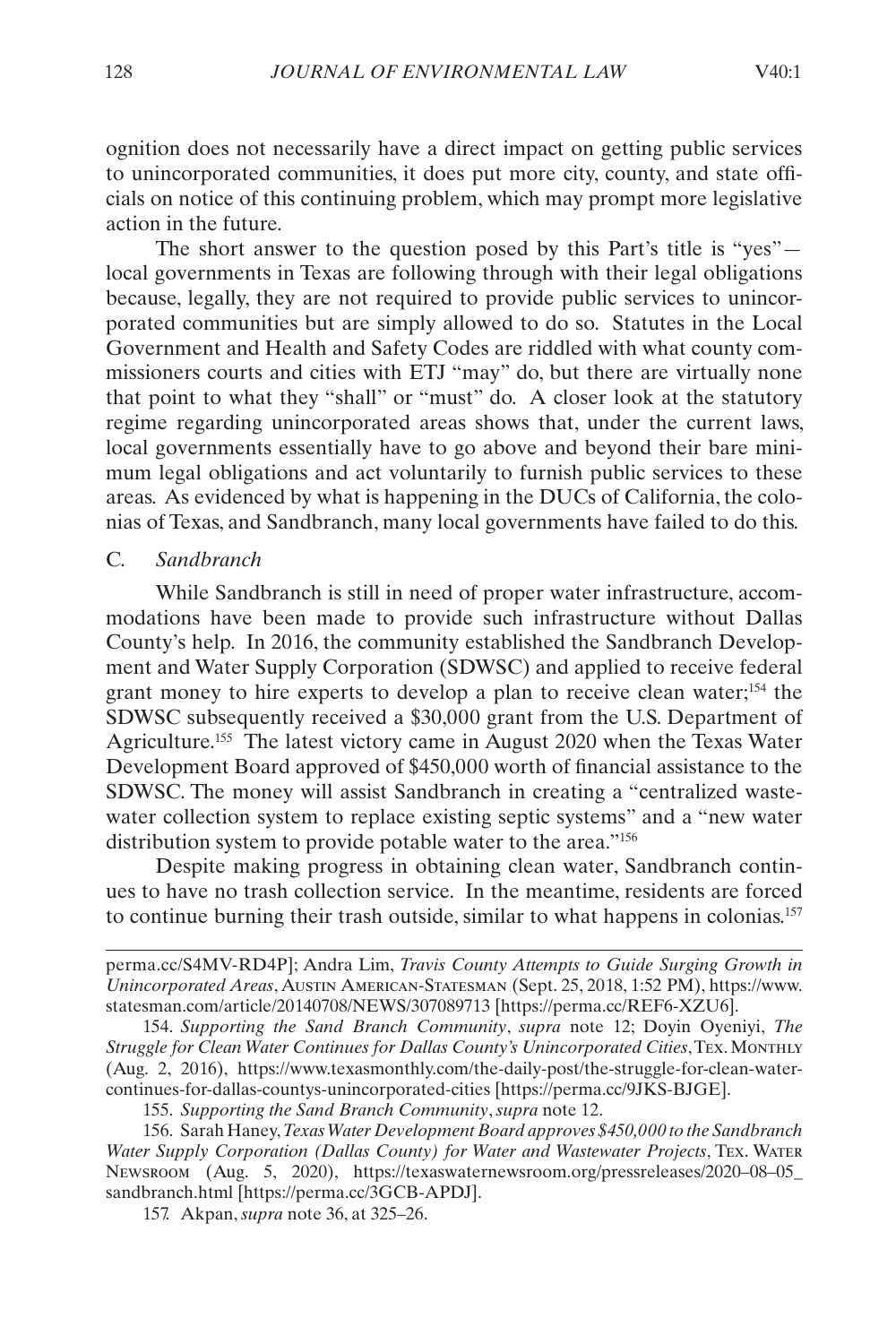ognition does not necessarily have a direct impact on getting public services to unincorporated communities, it does put more city, county, and state officials on notice of this continuing problem, which may prompt more legislative action in the future.

The short answer to the question posed by this Part's title is "yes"—local governments in Texas are following through with their legal obligations because, legally, they are not required to provide public services to unincorporated communities but are simply allowed to do so. Statutes in the Local Government and Health and Safety Codes are riddled with what county commissioners courts and cities with ETJ "may" do, but there are virtually none that point to what they "shall" or "must" do. A closer look at the statutory regime regarding unincorporated areas shows that, under the current laws, local governments essentially have to go above and beyond their bare minimum legal obligations and act voluntarily to furnish public services to these areas. As evidenced by what is happening in the DUCs of California, the colonias of Texas, and Sandbranch, many local governments have failed to do this.

### C. *Sandbranch*

While Sandbranch is still in need of proper water infrastructure, accommodations have been made to provide such infrastructure without Dallas County's help. In 2016, the community established the Sandbranch Development and Water Supply Corporation (SDWSC) and applied to receive federal grant money to hire experts to develop a plan to receive clean water;[154] the SDWSC subsequently received a $30,000 grant from the U.S. Department of Agriculture.[155] The latest victory came in August 2020 when the Texas Water Development Board approved of $450,000 worth of financial assistance to the SDWSC. The money will assist Sandbranch in creating a "centralized wastewater collection system to replace existing septic systems" and a "new water distribution system to provide potable water to the area."[156]

Despite making progress in obtaining clean water, Sandbranch continues to have no trash collection service. In the meantime, residents are forced to continue burning their trash outside, similar to what happens in colonias.[157]

---

perma.cc/S4MV-RD4P]; Andra Lim, *Travis County Attempts to Guide Surging Growth in Unincorporated Areas*, Austin American-Statesman (Sept. 25, 2018, 1:52 PM), https://www.statesman.com/article/20140708/NEWS/307089713 [https://perma.cc/REF6-XZU6].

154. *Supporting the Sand Branch Community*, *supra* note 12; Doyin Oyeniyi, *The Struggle for Clean Water Continues for Dallas County's Unincorporated Cities*, Tex. Monthly (Aug. 2, 2016), https://www.texasmonthly.com/the-daily-post/the-struggle-for-clean-water-continues-for-dallas-countys-unincorporated-cities [https://perma.cc/9JKS-BJGE].

155. *Supporting the Sand Branch Community*, *supra* note 12.

156. Sarah Haney, *Texas Water Development Board approves $450,000 to the Sandbranch Water Supply Corporation (Dallas County) for Water and Wastewater Projects*, Tex. Water Newsroom (Aug. 5, 2020), https://texaswaternewsroom.org/pressreleases/2020–08–05_sandbranch.html [https://perma.cc/3GCB-APDJ].

157. Akpan, *supra* note 36, at 325–26.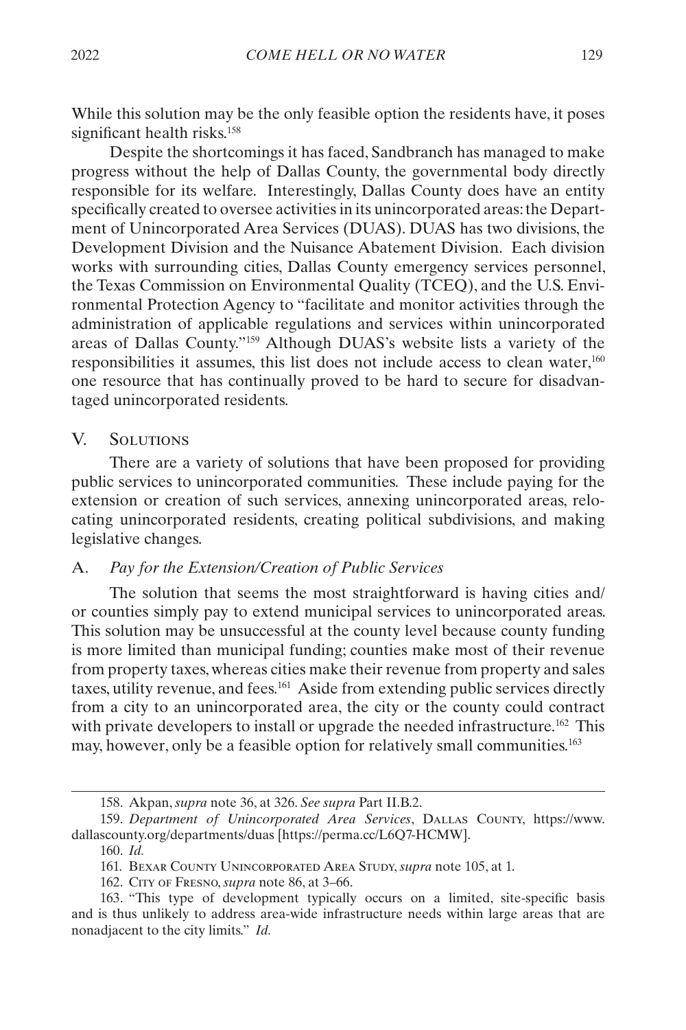While this solution may be the only feasible option the residents have, it poses significant health risks.[158]

Despite the shortcomings it has faced, Sandbranch has managed to make progress without the help of Dallas County, the governmental body directly responsible for its welfare. Interestingly, Dallas County does have an entity specifically created to oversee activities in its unincorporated areas: the Department of Unincorporated Area Services (DUAS). DUAS has two divisions, the Development Division and the Nuisance Abatement Division. Each division works with surrounding cities, Dallas County emergency services personnel, the Texas Commission on Environmental Quality (TCEQ), and the U.S. Environmental Protection Agency to "facilitate and monitor activities through the administration of applicable regulations and services within unincorporated areas of Dallas County."[159] Although DUAS's website lists a variety of the responsibilities it assumes, this list does not include access to clean water,[160] one resource that has continually proved to be hard to secure for disadvantaged unincorporated residents.

## V. Solutions

There are a variety of solutions that have been proposed for providing public services to unincorporated communities. These include paying for the extension or creation of such services, annexing unincorporated areas, relocating unincorporated residents, creating political subdivisions, and making legislative changes.

### A. *Pay for the Extension/Creation of Public Services*

The solution that seems the most straightforward is having cities and/or counties simply pay to extend municipal services to unincorporated areas. This solution may be unsuccessful at the county level because county funding is more limited than municipal funding; counties make most of their revenue from property taxes, whereas cities make their revenue from property and sales taxes, utility revenue, and fees.[161] Aside from extending public services directly from a city to an unincorporated area, the city or the county could contract with private developers to install or upgrade the needed infrastructure.[162] This may, however, only be a feasible option for relatively small communities.[163]

---

158. Akpan, *supra* note 36, at 326. *See supra* Part II.B.2.

159. *Department of Unincorporated Area Services*, Dallas County, https://www.dallascounty.org/departments/duas [https://perma.cc/L6Q7-HCMW].

160. *Id.*

161. Bexar County Unincorporated Area Study, *supra* note 105, at 1.

162. City of Fresno, *supra* note 86, at 3–66.

163. "This type of development typically occurs on a limited, site-specific basis and is thus unlikely to address area-wide infrastructure needs within large areas that are nonadjacent to the city limits." *Id.*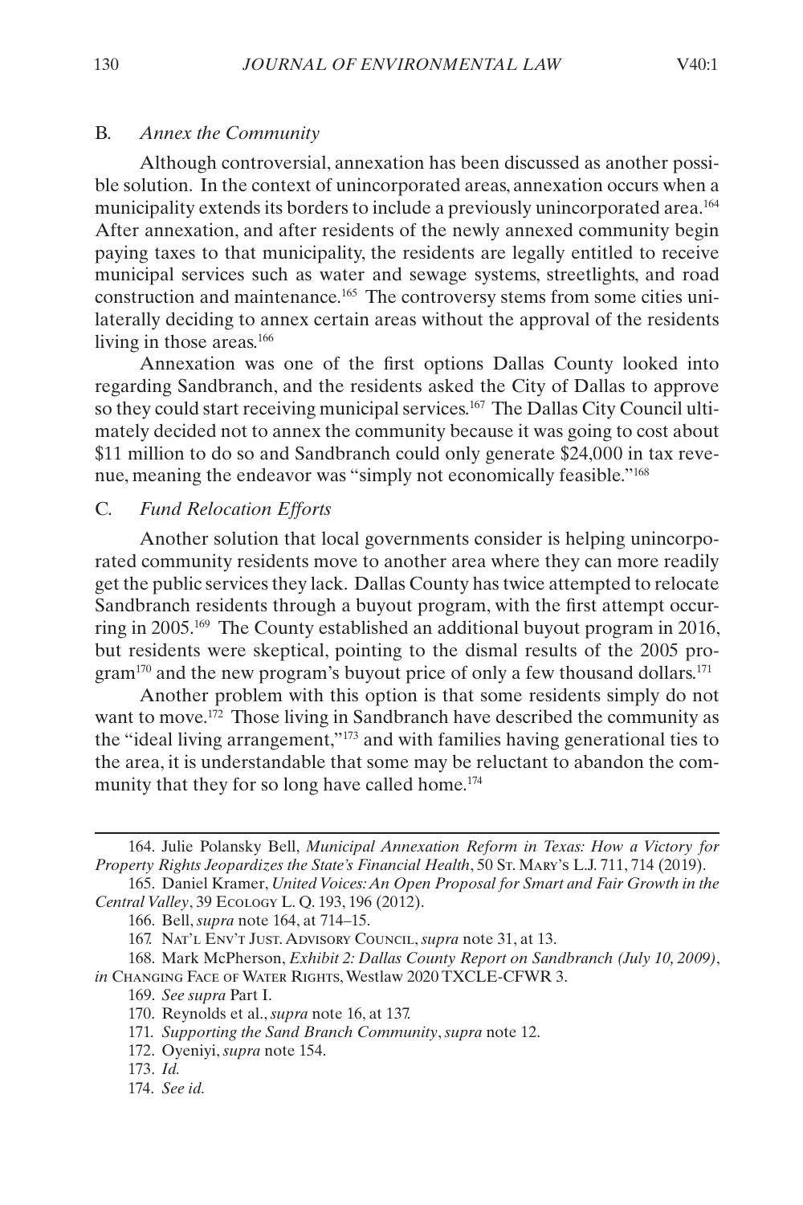### B. *Annex the Community*

Although controversial, annexation has been discussed as another possible solution. In the context of unincorporated areas, annexation occurs when a municipality extends its borders to include a previously unincorporated area.[164] After annexation, and after residents of the newly annexed community begin paying taxes to that municipality, the residents are legally entitled to receive municipal services such as water and sewage systems, streetlights, and road construction and maintenance.[165] The controversy stems from some cities unilaterally deciding to annex certain areas without the approval of the residents living in those areas.[166]

Annexation was one of the first options Dallas County looked into regarding Sandbranch, and the residents asked the City of Dallas to approve so they could start receiving municipal services.[167] The Dallas City Council ultimately decided not to annex the community because it was going to cost about $11 million to do so and Sandbranch could only generate $24,000 in tax revenue, meaning the endeavor was "simply not economically feasible."[168]

### C. *Fund Relocation Efforts*

Another solution that local governments consider is helping unincorporated community residents move to another area where they can more readily get the public services they lack. Dallas County has twice attempted to relocate Sandbranch residents through a buyout program, with the first attempt occurring in 2005.[169] The County established an additional buyout program in 2016, but residents were skeptical, pointing to the dismal results of the 2005 program[170] and the new program's buyout price of only a few thousand dollars.[171]

Another problem with this option is that some residents simply do not want to move.[172] Those living in Sandbranch have described the community as the "ideal living arrangement,"[173] and with families having generational ties to the area, it is understandable that some may be reluctant to abandon the community that they for so long have called home.[174]

---

164. Julie Polansky Bell, *Municipal Annexation Reform in Texas: How a Victory for Property Rights Jeopardizes the State's Financial Health*, 50 St. Mary's L.J. 711, 714 (2019).

165. Daniel Kramer, *United Voices: An Open Proposal for Smart and Fair Growth in the Central Valley*, 39 Ecology L. Q. 193, 196 (2012).

166. Bell, *supra* note 164, at 714–15.

167. Nat'l Env't Just. Advisory Council, *supra* note 31, at 13.

168. Mark McPherson, *Exhibit 2: Dallas County Report on Sandbranch (July 10, 2009)*, *in* Changing Face of Water Rights, Westlaw 2020 TXCLE-CFWR 3.

169. *See supra* Part I.

170. Reynolds et al., *supra* note 16, at 137.

171. *Supporting the Sand Branch Community*, *supra* note 12.

172. Oyeniyi, *supra* note 154.

173. *Id.*

174. *See id.*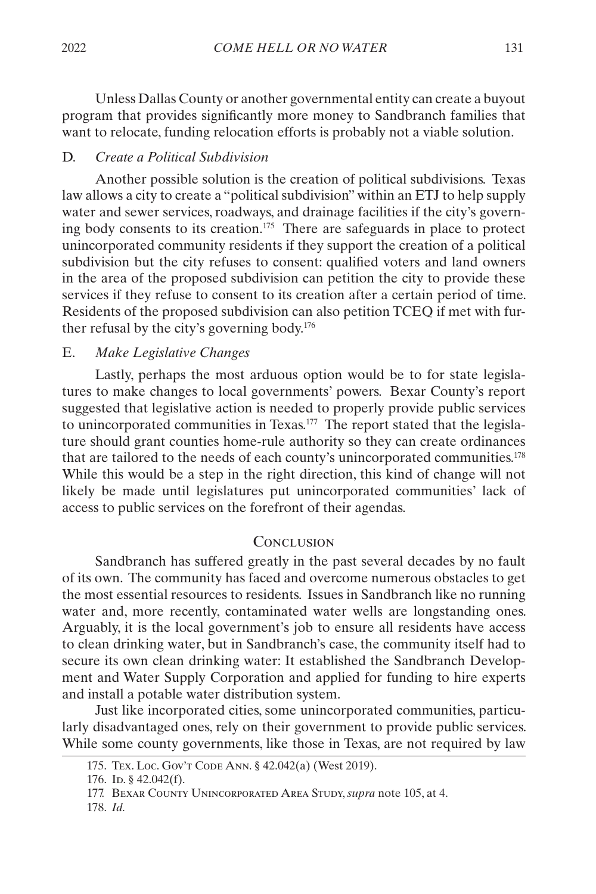Unless Dallas County or another governmental entity can create a buyout program that provides significantly more money to Sandbranch families that want to relocate, funding relocation efforts is probably not a viable solution.

### D. *Create a Political Subdivision*

Another possible solution is the creation of political subdivisions. Texas law allows a city to create a "political subdivision" within an ETJ to help supply water and sewer services, roadways, and drainage facilities if the city's governing body consents to its creation.[175] There are safeguards in place to protect unincorporated community residents if they support the creation of a political subdivision but the city refuses to consent: qualified voters and land owners in the area of the proposed subdivision can petition the city to provide these services if they refuse to consent to its creation after a certain period of time. Residents of the proposed subdivision can also petition TCEQ if met with further refusal by the city's governing body.[176]

### E. *Make Legislative Changes*

Lastly, perhaps the most arduous option would be to for state legislatures to make changes to local governments' powers. Bexar County's report suggested that legislative action is needed to properly provide public services to unincorporated communities in Texas.[177] The report stated that the legislature should grant counties home-rule authority so they can create ordinances that are tailored to the needs of each county's unincorporated communities.[178] While this would be a step in the right direction, this kind of change will not likely be made until legislatures put unincorporated communities' lack of access to public services on the forefront of their agendas.

## Conclusion

Sandbranch has suffered greatly in the past several decades by no fault of its own. The community has faced and overcome numerous obstacles to get the most essential resources to residents. Issues in Sandbranch like no running water and, more recently, contaminated water wells are longstanding ones. Arguably, it is the local government's job to ensure all residents have access to clean drinking water, but in Sandbranch's case, the community itself had to secure its own clean drinking water: It established the Sandbranch Development and Water Supply Corporation and applied for funding to hire experts and install a potable water distribution system.

Just like incorporated cities, some unincorporated communities, particularly disadvantaged ones, rely on their government to provide public services. While some county governments, like those in Texas, are not required by law

---

175. Tex. Loc. Gov't Code Ann. § 42.042(a) (West 2019).

176. Id. § 42.042(f).

177. Bexar County Unincorporated Area Study, *supra* note 105, at 4.

178. *Id.*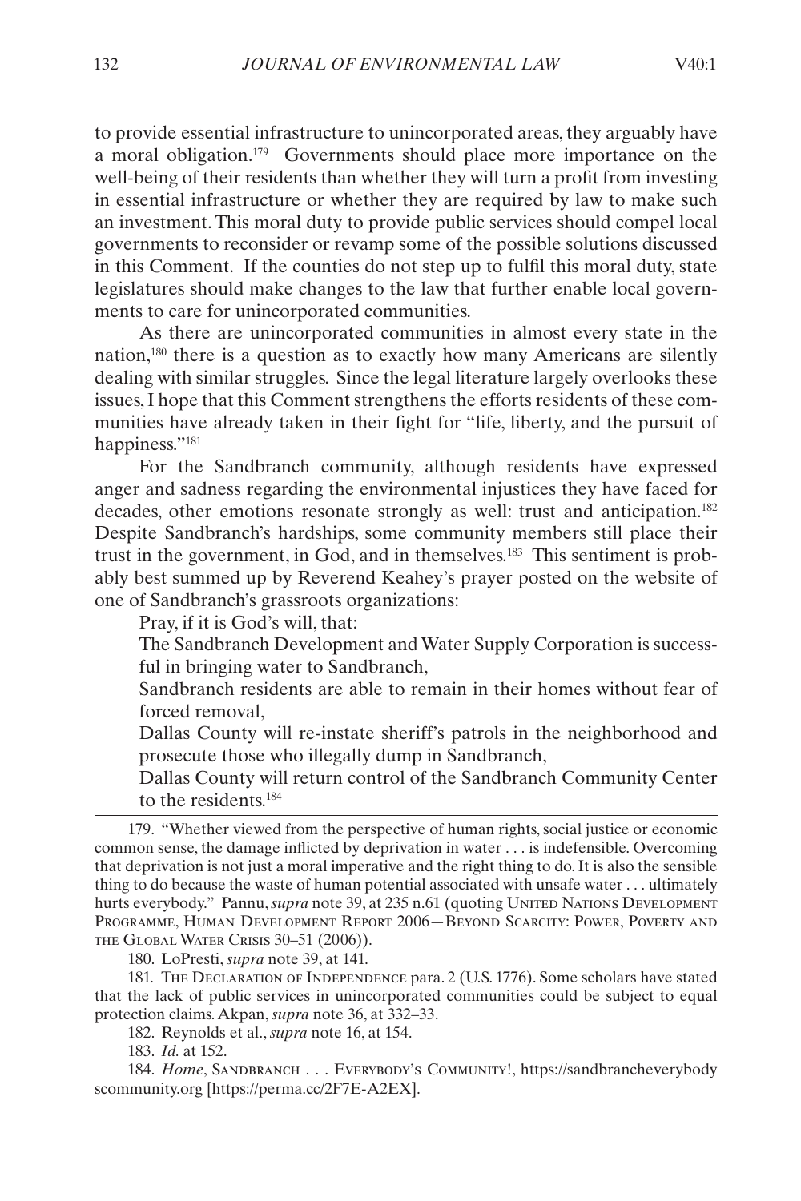to provide essential infrastructure to unincorporated areas, they arguably have a moral obligation.[179] Governments should place more importance on the well-being of their residents than whether they will turn a profit from investing in essential infrastructure or whether they are required by law to make such an investment. This moral duty to provide public services should compel local governments to reconsider or revamp some of the possible solutions discussed in this Comment. If the counties do not step up to fulfil this moral duty, state legislatures should make changes to the law that further enable local governments to care for unincorporated communities.

As there are unincorporated communities in almost every state in the nation,[180] there is a question as to exactly how many Americans are silently dealing with similar struggles. Since the legal literature largely overlooks these issues, I hope that this Comment strengthens the efforts residents of these communities have already taken in their fight for "life, liberty, and the pursuit of happiness."[181]

For the Sandbranch community, although residents have expressed anger and sadness regarding the environmental injustices they have faced for decades, other emotions resonate strongly as well: trust and anticipation.[182] Despite Sandbranch's hardships, some community members still place their trust in the government, in God, and in themselves.[183] This sentiment is probably best summed up by Reverend Keahey's prayer posted on the website of one of Sandbranch's grassroots organizations:

> Pray, if it is God's will, that:
>
> The Sandbranch Development and Water Supply Corporation is successful in bringing water to Sandbranch,
>
> Sandbranch residents are able to remain in their homes without fear of forced removal,
>
> Dallas County will re-instate sheriff's patrols in the neighborhood and prosecute those who illegally dump in Sandbranch,
>
> Dallas County will return control of the Sandbranch Community Center to the residents.[184]

---

179. "Whether viewed from the perspective of human rights, social justice or economic common sense, the damage inflicted by deprivation in water . . . is indefensible. Overcoming that deprivation is not just a moral imperative and the right thing to do. It is also the sensible thing to do because the waste of human potential associated with unsafe water . . . ultimately hurts everybody." Pannu, *supra* note 39, at 235 n.61 (quoting United Nations Development Programme, Human Development Report 2006—Beyond Scarcity: Power, Poverty and the Global Water Crisis 30–51 (2006)).

180. LoPresti, *supra* note 39, at 141.

181. The Declaration of Independence para. 2 (U.S. 1776). Some scholars have stated that the lack of public services in unincorporated communities could be subject to equal protection claims. Akpan, *supra* note 36, at 332–33.

182. Reynolds et al., *supra* note 16, at 154.

183. *Id.* at 152.

184. *Home*, Sandbranch . . . Everybody's Community!, https://sandbrancheverybodyscommunity.org [https://perma.cc/2F7E-A2EX].